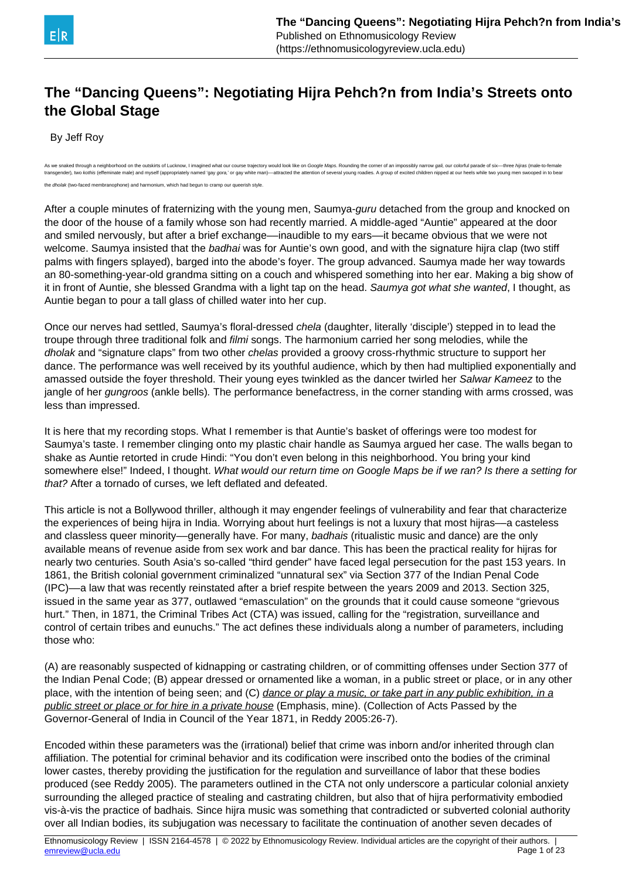# The "Dancing Queens": Negotiating Hijra Pehch?n from India's Streets onto the Global Stage

By Jeff Roy

As we snaked through a neighborhood on the outskirts of Lucknow, I imagined what our course trajectory would look like on *Google Maps*. Rounding the corner of an impossibly narrow *gali*, our colorful parade of six—three *hijras* (male-to-female transgender), two *kothis* (effeminate male) and myself (appropriately named 'gay *gora*,' or gay white man)—attracted the attention of several young roadies. A group of excited children nipped at our heels while two young men swooped in to bear the *dholak* (two-faced membranophone) and harmonium, which had begun to cramp our queerish style.

After a couple minutes of fraternizing with the young men, Saumya-*guru* detached from the group and knocked on the door of the house of a family whose son had recently married. A middle-aged "Auntie" appeared at the door and smiled nervously, but after a brief exchange—inaudible to my ears—it became obvious that we were not welcome. Saumya insisted that the *badhai* was for Auntie's own good, and with the signature hijra clap (two stiff palms with fingers splayed), barged into the abode's foyer. The group advanced. Saumya made her way towards an 80-something-year-old grandma sitting on a couch and whispered something into her ear. Making a big show of it in front of Auntie, she blessed Grandma with a light tap on the head. *Saumya got what she wanted*, I thought, as Auntie began to pour a tall glass of chilled water into her cup.

Once our nerves had settled, Saumya's floral-dressed *chela* (daughter, literally 'disciple') stepped in to lead the troupe through three traditional folk and *filmi* songs. The harmonium carried her song melodies, while the *dholak* and "signature claps" from two other *chelas* provided a groovy cross-rhythmic structure to support her dance. The performance was well received by its youthful audience, which by then had multiplied exponentially and amassed outside the foyer threshold. Their young eyes twinkled as the dancer twirled her *Salwar Kameez* to the jangle of her *gungroos* (ankle bells). The performance benefactress, in the corner standing with arms crossed, was less than impressed.

It is here that my recording stops. What I remember is that Auntie's basket of offerings were too modest for Saumya's taste. I remember clinging onto my plastic chair handle as Saumya argued her case. The walls began to shake as Auntie retorted in crude Hindi: "You don't even belong in this neighborhood. You bring your kind somewhere else!" Indeed, I thought. *What would our return time on Google Maps be if we ran? Is there a setting for that?* After a tornado of curses, we left deflated and defeated.

This article is not a Bollywood thriller, although it may engender feelings of vulnerability and fear that characterize the experiences of being hijra in India. Worrying about hurt feelings is not a luxury that most hijras—a casteless and classless queer minority—generally have. For many, *badhais* (ritualistic music and dance) are the only available means of revenue aside from sex work and bar dance. This has been the practical reality for hijras for nearly two centuries. South Asia's so-called "third gender" have faced legal persecution for the past 153 years. In 1861, the British colonial government criminalized "unnatural sex" via Section 377 of the Indian Penal Code (IPC)—a law that was recently reinstated after a brief respite between the years 2009 and 2013. Section 325, issued in the same year as 377, outlawed "emasculation" on the grounds that it could cause someone "grievous hurt." Then, in 1871, the Criminal Tribes Act (CTA) was issued, calling for the "registration, surveillance and control of certain tribes and eunuchs." The act defines these individuals along a number of parameters, including those who:

(A) are reasonably suspected of kidnapping or castrating children, or of committing offenses under Section 377 of the Indian Penal Code; (B) appear dressed or ornamented like a woman, in a public street or place, or in any other place, with the intention of being seen; and (C) <u>dance or play a music, or take part in any public exhibition, in a public street or place or for hire in a private house</u> (Emphasis, mine). (Collection of Acts Passed by the Governor-General of India in Council of the Year 1871, in Reddy 2005:26-7).

Encoded within these parameters was the (irrational) belief that crime was inborn and/or inherited through clan affiliation. The potential for criminal behavior and its codification were inscribed onto the bodies of the criminal lower castes, thereby providing the justification for the regulation and surveillance of labor that these bodies produced (see Reddy 2005). The parameters outlined in the CTA not only underscore a particular colonial anxiety surrounding the alleged practice of stealing and castrating children, but also that of hijra performativity embodied vis-à-vis the practice of badhais. Since hijra music was something that contradicted or subverted colonial authority over all Indian bodies, its subjugation was necessary to facilitate the continuation of another seven decades of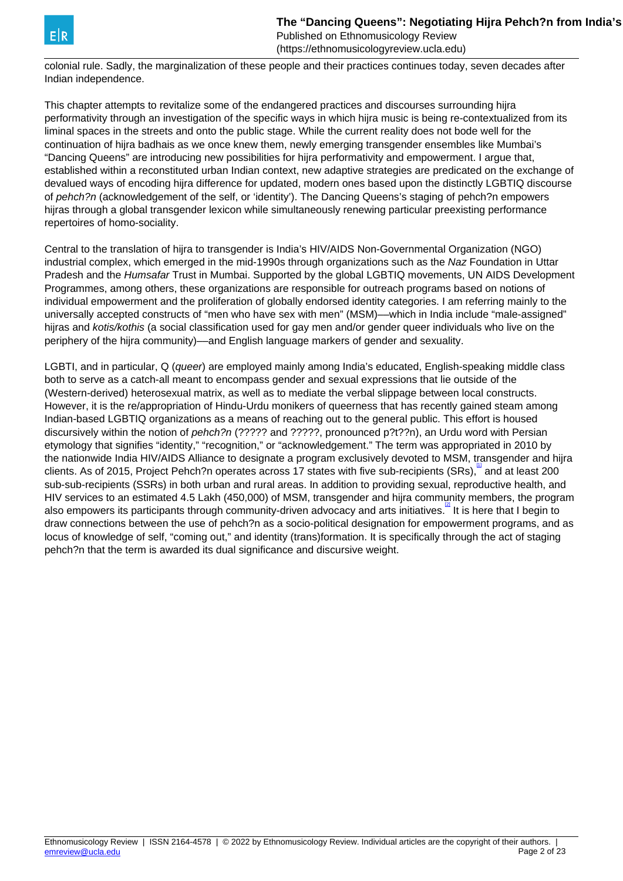colonial rule. Sadly, the marginalization of these people and their practices continues today, seven decades after Indian independence.

This chapter attempts to revitalize some of the endangered practices and discourses surrounding hijra performativity through an investigation of the specific ways in which hijra music is being re-contextualized from its liminal spaces in the streets and onto the public stage. While the current reality does not bode well for the continuation of hijra badhais as we once knew them, newly emerging transgender ensembles like Mumbai's "Dancing Queens" are introducing new possibilities for hijra performativity and empowerment. I argue that, established within a reconstituted urban Indian context, new adaptive strategies are predicated on the exchange of devalued ways of encoding hijra difference for updated, modern ones based upon the distinctly LGBTIQ discourse of *pehch?n* (acknowledgement of the self, or 'identity'). The Dancing Queens's staging of pehch?n empowers hijras through a global transgender lexicon while simultaneously renewing particular preexisting performance repertoires of homo-sociality.

Central to the translation of hijra to transgender is India's HIV/AIDS Non-Governmental Organization (NGO) industrial complex, which emerged in the mid-1990s through organizations such as the *Naz* Foundation in Uttar Pradesh and the *Humsafar* Trust in Mumbai. Supported by the global LGBTIQ movements, UN AIDS Development Programmes, among others, these organizations are responsible for outreach programs based on notions of individual empowerment and the proliferation of globally endorsed identity categories. I am referring mainly to the universally accepted constructs of "men who have sex with men" (MSM)—which in India include "male-assigned" hijras and *kotis/kothis* (a social classification used for gay men and/or gender queer individuals who live on the periphery of the hijra community)—and English language markers of gender and sexuality.

LGBTI, and in particular, Q (*queer*) are employed mainly among India's educated, English-speaking middle class both to serve as a catch-all meant to encompass gender and sexual expressions that lie outside of the (Western-derived) heterosexual matrix, as well as to mediate the verbal slippage between local constructs. However, it is the re/appropriation of Hindu-Urdu monikers of queerness that has recently gained steam among Indian-based LGBTIQ organizations as a means of reaching out to the general public. This effort is housed discursively within the notion of *pehch?n* (????? and ?????, pronounced p?t??n), an Urdu word with Persian etymology that signifies "identity," "recognition," or "acknowledgement." The term was appropriated in 2010 by the nationwide India HIV/AIDS Alliance to designate a program exclusively devoted to MSM, transgender and hijra clients. As of 2015, Project Pehch?n operates across 17 states with five sub-recipients (SRs),[1] and at least 200 sub-sub-recipients (SSRs) in both urban and rural areas. In addition to providing sexual, reproductive health, and HIV services to an estimated 4.5 Lakh (450,000) of MSM, transgender and hijra community members, the program also empowers its participants through community-driven advocacy and arts initiatives.[2] It is here that I begin to draw connections between the use of pehch?n as a socio-political designation for empowerment programs, and as locus of knowledge of self, "coming out," and identity (trans)formation. It is specifically through the act of staging pehch?n that the term is awarded its dual significance and discursive weight.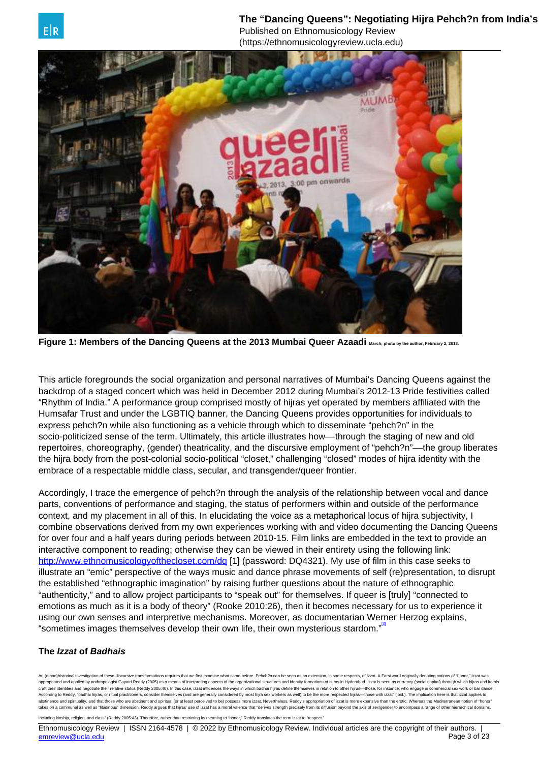**Figure 1: Members of the Dancing Queens at the 2013 Mumbai Queer Azaadi** March; photo by the author, February 2, 2013.

This article foregrounds the social organization and personal narratives of Mumbai's Dancing Queens against the backdrop of a staged concert which was held in December 2012 during Mumbai's 2012-13 Pride festivities called "Rhythm of India." A performance group comprised mostly of hijras yet operated by members affiliated with the Humsafar Trust and under the LGBTIQ banner, the Dancing Queens provides opportunities for individuals to express pehch?n while also functioning as a vehicle through which to disseminate "pehch?n" in the socio-politicized sense of the term. Ultimately, this article illustrates how—through the staging of new and old repertoires, choreography, (gender) theatricality, and the discursive employment of "pehch?n"—the group liberates the hijra body from the post-colonial socio-political "closet," challenging "closed" modes of hijra identity with the embrace of a respectable middle class, secular, and transgender/queer frontier.

Accordingly, I trace the emergence of pehch?n through the analysis of the relationship between vocal and dance parts, conventions of performance and staging, the status of performers within and outside of the performance context, and my placement in all of this. In elucidating the voice as a metaphorical locus of hijra subjectivity, I combine observations derived from my own experiences working with and video documenting the Dancing Queens for over four and a half years during periods between 2010-15. Film links are embedded in the text to provide an interactive component to reading; otherwise they can be viewed in their entirety using the following link: http://www.ethnomusicologyofthecloset.com/dq [1] (password: DQ4321). My use of film in this case seeks to illustrate an "emic" perspective of the ways music and dance phrase movements of self (re)presentation, to disrupt the established "ethnographic imagination" by raising further questions about the nature of ethnographic "authenticity," and to allow project participants to "speak out" for themselves. If queer is [truly] "connected to emotions as much as it is a body of theory" (Rooke 2010:26), then it becomes necessary for us to experience it using our own senses and interpretive mechanisms. Moreover, as documentarian Werner Herzog explains, "sometimes images themselves develop their own life, their own mysterious stardom."[3]

### The *Izzat* of *Badhais*

An (ethno)historical investigation of these discursive transformations requires that we first examine what came before. Pehch?n can be seen as an extension, in some respects, of *izzat*. A Farsi word originally denoting notions of "honor," izzat was appropriated and applied by anthropologist Gayatri Reddy (2005) as a means of interpreting aspects of the organizational structures and identity formations of hijras in Hyderabad. Izzat is seen as currency (social capital) through which hijras and kothis craft their identities and negotiate their relative status (Reddy 2005:40). In this case, izzat influences the ways in which badhai hijras define themselves in relation to other hijras—those, for instance, who engage in commercial sex work or bar dance. According to Reddy, "badhai hijras, or ritual practitioners, consider themselves (and are generally considered by most hijra sex workers as well) to be the more respected hijras—those with izzat" (ibid.). The implication here is that izzat applies to abstinence and spirituality, and that those who are abstinent and spiritual (or at least perceived to be) possess more izzat. Nevertheless, Reddy's appropriation of izzat is more expansive than the erotic. Whereas the Mediterranean notion of "honor" takes on a communal as well as "libidinous" dimension, Reddy argues that hijras' use of izzat has a moral valence that "derives strength precisely from its diffusion beyond the axis of sex/gender to encompass a range of other hierarchical domains, including kinship, religion, and class" (Reddy 2005:43). Therefore, rather than restricting its meaning to "honor," Reddy translates the term izzat to "respect."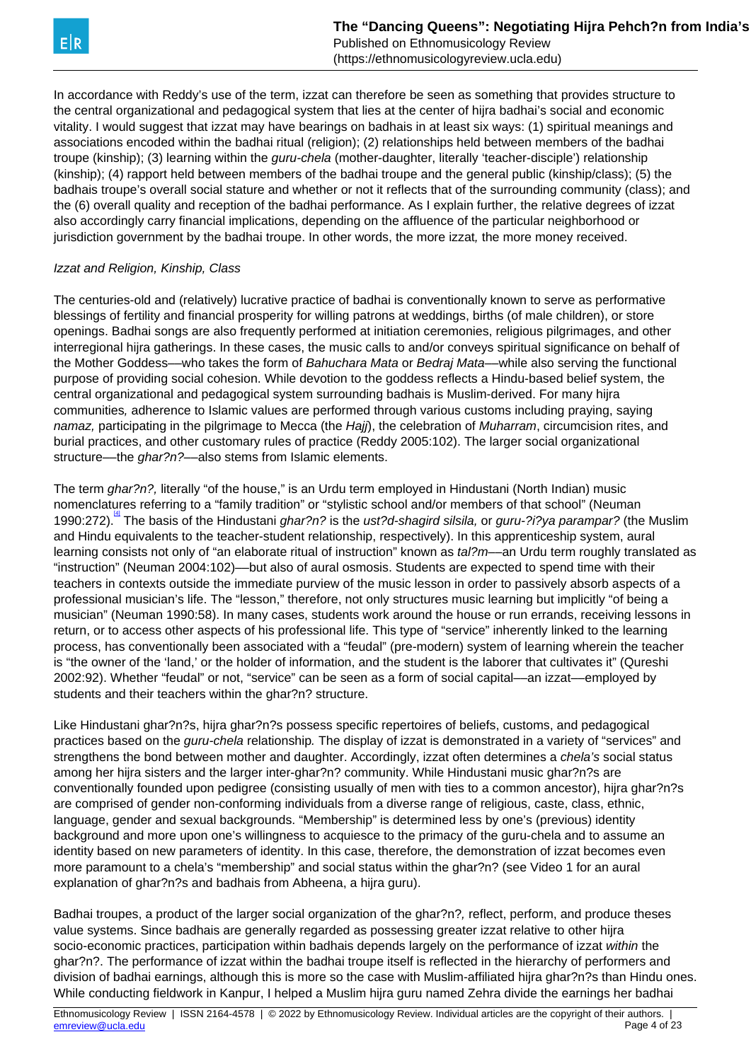In accordance with Reddy's use of the term, izzat can therefore be seen as something that provides structure to the central organizational and pedagogical system that lies at the center of hijra badhai's social and economic vitality. I would suggest that izzat may have bearings on badhais in at least six ways: (1) spiritual meanings and associations encoded within the badhai ritual (religion); (2) relationships held between members of the badhai troupe (kinship); (3) learning within the *guru-chela* (mother-daughter, literally 'teacher-disciple') relationship (kinship); (4) rapport held between members of the badhai troupe and the general public (kinship/class); (5) the badhais troupe's overall social stature and whether or not it reflects that of the surrounding community (class); and the (6) overall quality and reception of the badhai performance. As I explain further, the relative degrees of izzat also accordingly carry financial implications, depending on the affluence of the particular neighborhood or jurisdiction government by the badhai troupe. In other words, the more izzat*,* the more money received.

*Izzat and Religion, Kinship, Class*

The centuries-old and (relatively) lucrative practice of badhai is conventionally known to serve as performative blessings of fertility and financial prosperity for willing patrons at weddings, births (of male children), or store openings. Badhai songs are also frequently performed at initiation ceremonies, religious pilgrimages, and other interregional hijra gatherings. In these cases, the music calls to and/or conveys spiritual significance on behalf of the Mother Goddess—who takes the form of *Bahuchara Mata* or *Bedraj Mata*—while also serving the functional purpose of providing social cohesion. While devotion to the goddess reflects a Hindu-based belief system, the central organizational and pedagogical system surrounding badhais is Muslim-derived. For many hijra communities*,* adherence to Islamic values are performed through various customs including praying, saying *namaz,* participating in the pilgrimage to Mecca (the *Hajj*), the celebration of *Muharram*, circumcision rites, and burial practices, and other customary rules of practice (Reddy 2005:102). The larger social organizational structure—the *ghar?n?*—also stems from Islamic elements.

The term *ghar?n?,* literally "of the house," is an Urdu term employed in Hindustani (North Indian) music nomenclatures referring to a "family tradition" or "stylistic school and/or members of that school" (Neuman 1990:272).[4] The basis of the Hindustani *ghar?n?* is the *ust?d-shagird silsila,* or *guru-?i?ya parampar?* (the Muslim and Hindu equivalents to the teacher-student relationship, respectively). In this apprenticeship system, aural learning consists not only of "an elaborate ritual of instruction" known as *tal?m*—an Urdu term roughly translated as "instruction" (Neuman 2004:102)—but also of aural osmosis. Students are expected to spend time with their teachers in contexts outside the immediate purview of the music lesson in order to passively absorb aspects of a professional musician's life. The "lesson," therefore, not only structures music learning but implicitly "of being a musician" (Neuman 1990:58). In many cases, students work around the house or run errands, receiving lessons in return, or to access other aspects of his professional life. This type of "service" inherently linked to the learning process, has conventionally been associated with a "feudal" (pre-modern) system of learning wherein the teacher is "the owner of the 'land,' or the holder of information, and the student is the laborer that cultivates it" (Qureshi 2002:92). Whether "feudal" or not, "service" can be seen as a form of social capital—an izzat—employed by students and their teachers within the ghar?n? structure.

Like Hindustani ghar?n?s, hijra ghar?n?s possess specific repertoires of beliefs, customs, and pedagogical practices based on the *guru-chela* relationship*.* The display of izzat is demonstrated in a variety of "services" and strengthens the bond between mother and daughter. Accordingly, izzat often determines a *chela's* social status among her hijra sisters and the larger inter-ghar?n? community. While Hindustani music ghar?n?s are conventionally founded upon pedigree (consisting usually of men with ties to a common ancestor), hijra ghar?n?s are comprised of gender non-conforming individuals from a diverse range of religious, caste, class, ethnic, language, gender and sexual backgrounds. "Membership" is determined less by one's (previous) identity background and more upon one's willingness to acquiesce to the primacy of the guru-chela and to assume an identity based on new parameters of identity. In this case, therefore, the demonstration of izzat becomes even more paramount to a chela's "membership" and social status within the ghar?n? (see Video 1 for an aural explanation of ghar?n?s and badhais from Abheena, a hijra guru).

Badhai troupes, a product of the larger social organization of the ghar?n?*,* reflect, perform, and produce theses value systems. Since badhais are generally regarded as possessing greater izzat relative to other hijra socio-economic practices, participation within badhais depends largely on the performance of izzat *within* the ghar?n?. The performance of izzat within the badhai troupe itself is reflected in the hierarchy of performers and division of badhai earnings, although this is more so the case with Muslim-affiliated hijra ghar?n?s than Hindu ones. While conducting fieldwork in Kanpur, I helped a Muslim hijra guru named Zehra divide the earnings her badhai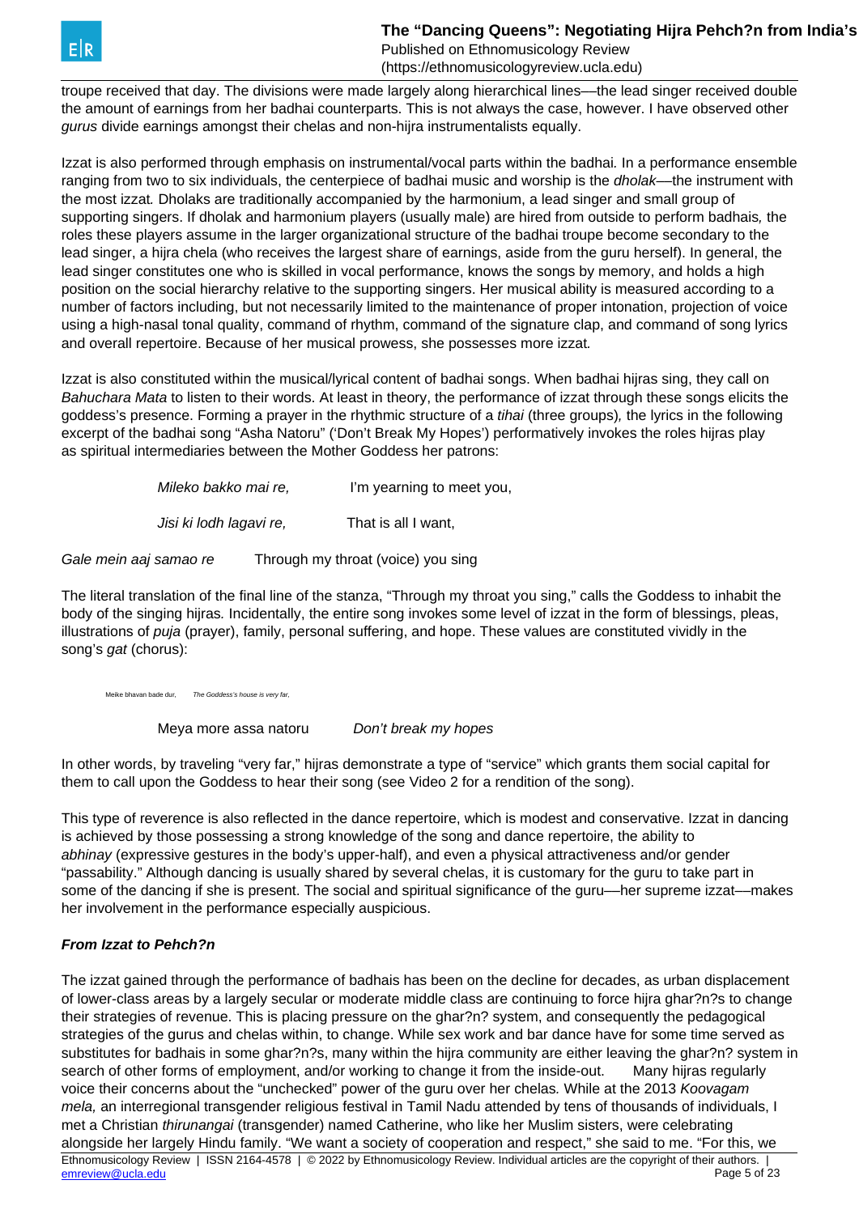troupe received that day. The divisions were made largely along hierarchical lines—the lead singer received double the amount of earnings from her badhai counterparts. This is not always the case, however. I have observed other *gurus* divide earnings amongst their chelas and non-hijra instrumentalists equally.

Izzat is also performed through emphasis on instrumental/vocal parts within the badhai*.* In a performance ensemble ranging from two to six individuals, the centerpiece of badhai music and worship is the *dholak*—the instrument with the most izzat*.* Dholaks are traditionally accompanied by the harmonium, a lead singer and small group of supporting singers. If dholak and harmonium players (usually male) are hired from outside to perform badhais*,* the roles these players assume in the larger organizational structure of the badhai troupe become secondary to the lead singer, a hijra chela (who receives the largest share of earnings, aside from the guru herself). In general, the lead singer constitutes one who is skilled in vocal performance, knows the songs by memory, and holds a high position on the social hierarchy relative to the supporting singers. Her musical ability is measured according to a number of factors including, but not necessarily limited to the maintenance of proper intonation, projection of voice using a high-nasal tonal quality, command of rhythm, command of the signature clap, and command of song lyrics and overall repertoire. Because of her musical prowess, she possesses more izzat*.*

Izzat is also constituted within the musical/lyrical content of badhai songs. When badhai hijras sing, they call on *Bahuchara Mata* to listen to their words. At least in theory, the performance of izzat through these songs elicits the goddess's presence. Forming a prayer in the rhythmic structure of a *tihai* (three groups)*,* the lyrics in the following excerpt of the badhai song "Asha Natoru" ('Don't Break My Hopes') performatively invokes the roles hijras play as spiritual intermediaries between the Mother Goddess her patrons:

| | |
|---|---|
| *Mileko bakko mai re,* | I'm yearning to meet you, |
| *Jisi ki lodh lagavi re,* | That is all I want, |
| *Gale mein aaj samao re* | Through my throat (voice) you sing |

The literal translation of the final line of the stanza, "Through my throat you sing," calls the Goddess to inhabit the body of the singing hijras*.* Incidentally, the entire song invokes some level of izzat in the form of blessings, pleas, illustrations of *puja* (prayer), family, personal suffering, and hope. These values are constituted vividly in the song's *gat* (chorus):

| | |
|---|---|
| Meike bhavan bade dur, | *The Goddess's house is very far,* |
| Meya more assa natoru | *Don't break my hopes* |

In other words, by traveling "very far," hijras demonstrate a type of "service" which grants them social capital for them to call upon the Goddess to hear their song (see Video 2 for a rendition of the song).

This type of reverence is also reflected in the dance repertoire, which is modest and conservative. Izzat in dancing is achieved by those possessing a strong knowledge of the song and dance repertoire, the ability to *abhinay* (expressive gestures in the body's upper-half), and even a physical attractiveness and/or gender "passability." Although dancing is usually shared by several chelas, it is customary for the guru to take part in some of the dancing if she is present. The social and spiritual significance of the guru—her supreme izzat—makes her involvement in the performance especially auspicious.

### *From Izzat to Pehch?n*

The izzat gained through the performance of badhais has been on the decline for decades, as urban displacement of lower-class areas by a largely secular or moderate middle class are continuing to force hijra ghar?n?s to change their strategies of revenue. This is placing pressure on the ghar?n? system, and consequently the pedagogical strategies of the gurus and chelas within, to change. While sex work and bar dance have for some time served as substitutes for badhais in some ghar?n?s, many within the hijra community are either leaving the ghar?n? system in search of other forms of employment, and/or working to change it from the inside-out. Many hijras regularly voice their concerns about the "unchecked" power of the guru over her chelas*.* While at the 2013 *Koovagam mela,* an interregional transgender religious festival in Tamil Nadu attended by tens of thousands of individuals, I met a Christian *thirunangai* (transgender) named Catherine, who like her Muslim sisters, were celebrating alongside her largely Hindu family. "We want a society of cooperation and respect," she said to me. "For this, we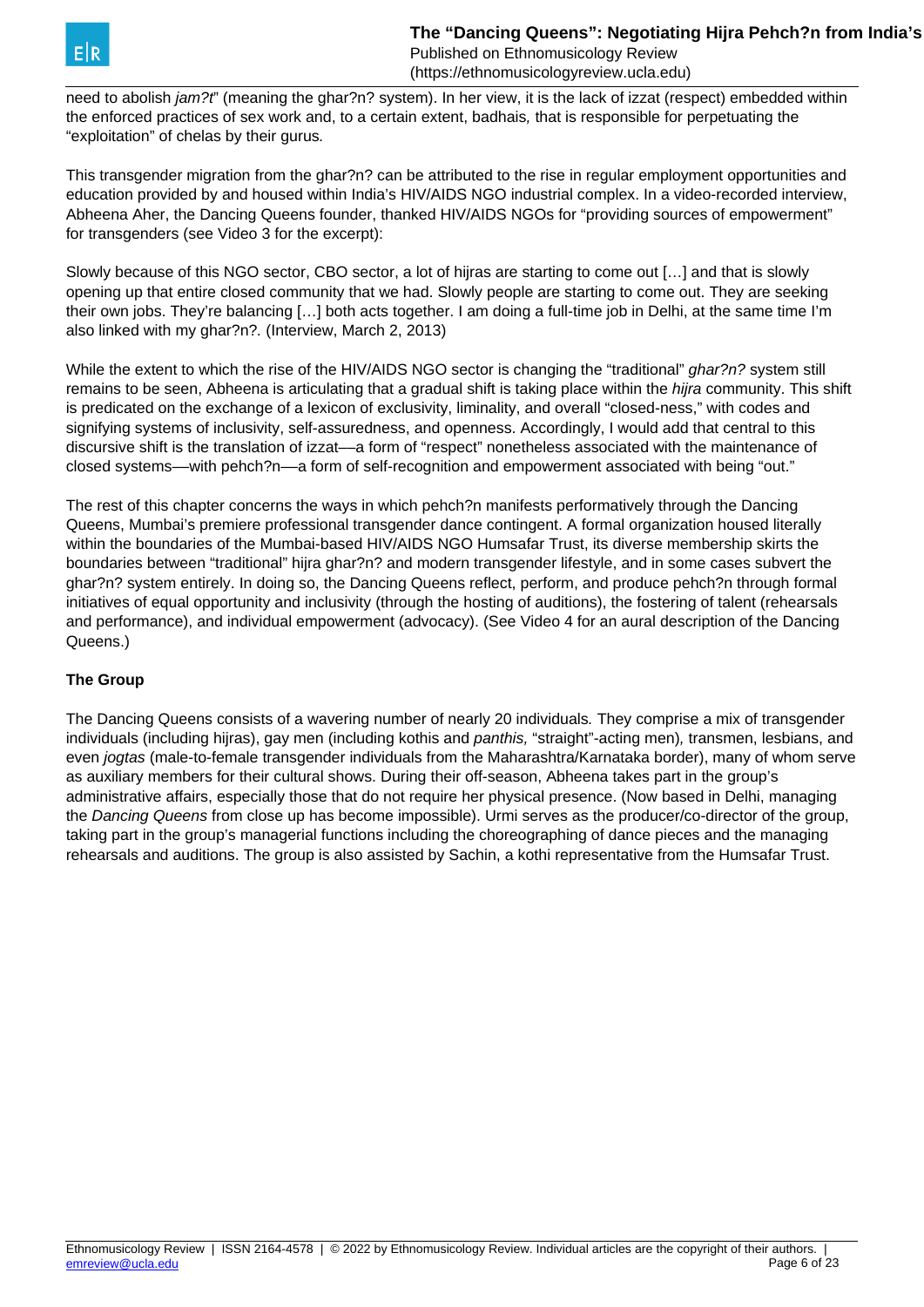need to abolish *jam?t*" (meaning the ghar?n? system). In her view, it is the lack of izzat (respect) embedded within the enforced practices of sex work and, to a certain extent, badhais*,* that is responsible for perpetuating the "exploitation" of chelas by their gurus*.*

This transgender migration from the ghar?n? can be attributed to the rise in regular employment opportunities and education provided by and housed within India's HIV/AIDS NGO industrial complex. In a video-recorded interview, Abheena Aher, the Dancing Queens founder, thanked HIV/AIDS NGOs for "providing sources of empowerment" for transgenders (see Video 3 for the excerpt):

Slowly because of this NGO sector, CBO sector, a lot of hijras are starting to come out […] and that is slowly opening up that entire closed community that we had. Slowly people are starting to come out. They are seeking their own jobs. They're balancing […] both acts together. I am doing a full-time job in Delhi, at the same time I'm also linked with my ghar?n?*.* (Interview, March 2, 2013)

While the extent to which the rise of the HIV/AIDS NGO sector is changing the "traditional" *ghar?n?* system still remains to be seen, Abheena is articulating that a gradual shift is taking place within the *hijra* community. This shift is predicated on the exchange of a lexicon of exclusivity, liminality, and overall "closed-ness," with codes and signifying systems of inclusivity, self-assuredness, and openness. Accordingly, I would add that central to this discursive shift is the translation of izzat—a form of "respect" nonetheless associated with the maintenance of closed systems—with pehch?n—a form of self-recognition and empowerment associated with being "out."

The rest of this chapter concerns the ways in which pehch?n manifests performatively through the Dancing Queens, Mumbai's premiere professional transgender dance contingent. A formal organization housed literally within the boundaries of the Mumbai-based HIV/AIDS NGO Humsafar Trust, its diverse membership skirts the boundaries between "traditional" hijra ghar?n? and modern transgender lifestyle, and in some cases subvert the ghar?n? system entirely. In doing so, the Dancing Queens reflect, perform, and produce pehch?n through formal initiatives of equal opportunity and inclusivity (through the hosting of auditions), the fostering of talent (rehearsals and performance), and individual empowerment (advocacy). (See Video 4 for an aural description of the Dancing Queens.)

**The Group**

The Dancing Queens consists of a wavering number of nearly 20 individuals*.* They comprise a mix of transgender individuals (including hijras), gay men (including kothis and *panthis,* "straight"-acting men)*,* transmen, lesbians, and even *jogtas* (male-to-female transgender individuals from the Maharashtra/Karnataka border), many of whom serve as auxiliary members for their cultural shows. During their off-season, Abheena takes part in the group's administrative affairs, especially those that do not require her physical presence. (Now based in Delhi, managing the *Dancing Queens* from close up has become impossible). Urmi serves as the producer/co-director of the group, taking part in the group's managerial functions including the choreographing of dance pieces and the managing rehearsals and auditions. The group is also assisted by Sachin, a kothi representative from the Humsafar Trust.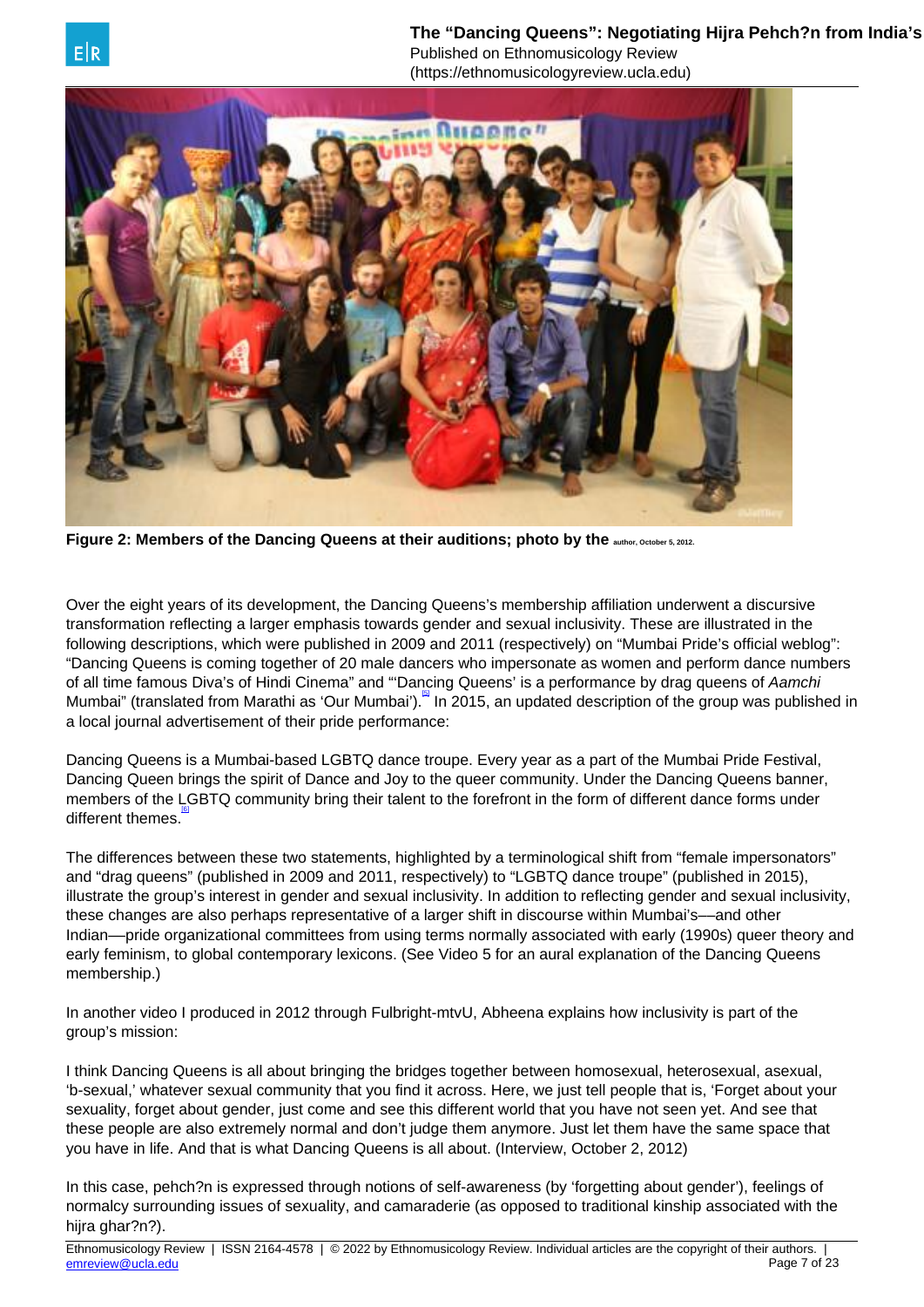**Figure 2: Members of the Dancing Queens at their auditions; photo by the author, October 5, 2012.**

Over the eight years of its development, the Dancing Queens's membership affiliation underwent a discursive transformation reflecting a larger emphasis towards gender and sexual inclusivity. These are illustrated in the following descriptions, which were published in 2009 and 2011 (respectively) on "Mumbai Pride's official weblog": "Dancing Queens is coming together of 20 male dancers who impersonate as women and perform dance numbers of all time famous Diva's of Hindi Cinema" and "'Dancing Queens' is a performance by drag queens of *Aamchi* Mumbai" (translated from Marathi as 'Our Mumbai').[5] In 2015, an updated description of the group was published in a local journal advertisement of their pride performance:

Dancing Queens is a Mumbai-based LGBTQ dance troupe. Every year as a part of the Mumbai Pride Festival, Dancing Queen brings the spirit of Dance and Joy to the queer community. Under the Dancing Queens banner, members of the LGBTQ community bring their talent to the forefront in the form of different dance forms under different themes.[6]

The differences between these two statements, highlighted by a terminological shift from "female impersonators" and "drag queens" (published in 2009 and 2011, respectively) to "LGBTQ dance troupe" (published in 2015), illustrate the group's interest in gender and sexual inclusivity. In addition to reflecting gender and sexual inclusivity, these changes are also perhaps representative of a larger shift in discourse within Mumbai's—and other Indian—pride organizational committees from using terms normally associated with early (1990s) queer theory and early feminism, to global contemporary lexicons. (See Video 5 for an aural explanation of the Dancing Queens membership.)

In another video I produced in 2012 through Fulbright-mtvU, Abheena explains how inclusivity is part of the group's mission:

I think Dancing Queens is all about bringing the bridges together between homosexual, heterosexual, asexual, 'b-sexual,' whatever sexual community that you find it across. Here, we just tell people that is, 'Forget about your sexuality, forget about gender, just come and see this different world that you have not seen yet. And see that these people are also extremely normal and don't judge them anymore. Just let them have the same space that you have in life. And that is what Dancing Queens is all about. (Interview, October 2, 2012)

In this case, pehch?n is expressed through notions of self-awareness (by 'forgetting about gender'), feelings of normalcy surrounding issues of sexuality, and camaraderie (as opposed to traditional kinship associated with the hijra ghar?n?).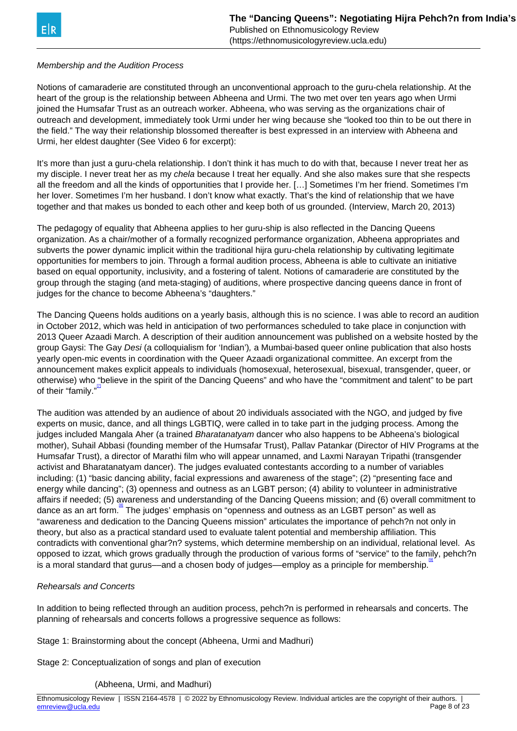*Membership and the Audition Process*

Notions of camaraderie are constituted through an unconventional approach to the guru-chela relationship. At the heart of the group is the relationship between Abheena and Urmi. The two met over ten years ago when Urmi joined the Humsafar Trust as an outreach worker. Abheena, who was serving as the organizations chair of outreach and development, immediately took Urmi under her wing because she "looked too thin to be out there in the field." The way their relationship blossomed thereafter is best expressed in an interview with Abheena and Urmi, her eldest daughter (See Video 6 for excerpt):

It's more than just a guru-chela relationship. I don't think it has much to do with that, because I never treat her as my disciple. I never treat her as my *chela* because I treat her equally. And she also makes sure that she respects all the freedom and all the kinds of opportunities that I provide her. […] Sometimes I'm her friend. Sometimes I'm her lover. Sometimes I'm her husband. I don't know what exactly. That's the kind of relationship that we have together and that makes us bonded to each other and keep both of us grounded. (Interview, March 20, 2013)

The pedagogy of equality that Abheena applies to her guru-ship is also reflected in the Dancing Queens organization. As a chair/mother of a formally recognized performance organization, Abheena appropriates and subverts the power dynamic implicit within the traditional hijra guru-chela relationship by cultivating legitimate opportunities for members to join. Through a formal audition process, Abheena is able to cultivate an initiative based on equal opportunity, inclusivity, and a fostering of talent. Notions of camaraderie are constituted by the group through the staging (and meta-staging) of auditions, where prospective dancing queens dance in front of judges for the chance to become Abheena's "daughters."

The Dancing Queens holds auditions on a yearly basis, although this is no science. I was able to record an audition in October 2012, which was held in anticipation of two performances scheduled to take place in conjunction with 2013 Queer Azaadi March. A description of their audition announcement was published on a website hosted by the group Gaysi: The Gay *Desi* (a colloquialism for 'Indian'), a Mumbai-based queer online publication that also hosts yearly open-mic events in coordination with the Queer Azaadi organizational committee. An excerpt from the announcement makes explicit appeals to individuals (homosexual, heterosexual, bisexual, transgender, queer, or otherwise) who "believe in the spirit of the Dancing Queens" and who have the "commitment and talent" to be part of their "family."[7]

The audition was attended by an audience of about 20 individuals associated with the NGO, and judged by five experts on music, dance, and all things LGBTIQ, were called in to take part in the judging process. Among the judges included Mangala Aher (a trained *Bharatanatyam* dancer who also happens to be Abheena's biological mother), Suhail Abbasi (founding member of the Humsafar Trust), Pallav Patankar (Director of HIV Programs at the Humsafar Trust), a director of Marathi film who will appear unnamed, and Laxmi Narayan Tripathi (transgender activist and Bharatanatyam dancer). The judges evaluated contestants according to a number of variables including: (1) "basic dancing ability, facial expressions and awareness of the stage"; (2) "presenting face and energy while dancing"; (3) openness and outness as an LGBT person; (4) ability to volunteer in administrative affairs if needed; (5) awareness and understanding of the Dancing Queens mission; and (6) overall commitment to dance as an art form.[8] The judges' emphasis on "openness and outness as an LGBT person" as well as "awareness and dedication to the Dancing Queens mission" articulates the importance of pehch?n not only in theory, but also as a practical standard used to evaluate talent potential and membership affiliation. This contradicts with conventional ghar?n? systems, which determine membership on an individual, relational level. As opposed to izzat*,* which grows gradually through the production of various forms of "service" to the family, pehch?n is a moral standard that gurus—and a chosen body of judges—employ as a principle for membership.[9]

*Rehearsals and Concerts*

In addition to being reflected through an audition process, pehch?n is performed in rehearsals and concerts. The planning of rehearsals and concerts follows a progressive sequence as follows:

Stage 1: Brainstorming about the concept (Abheena, Urmi and Madhuri)

Stage 2: Conceptualization of songs and plan of execution

(Abheena, Urmi, and Madhuri)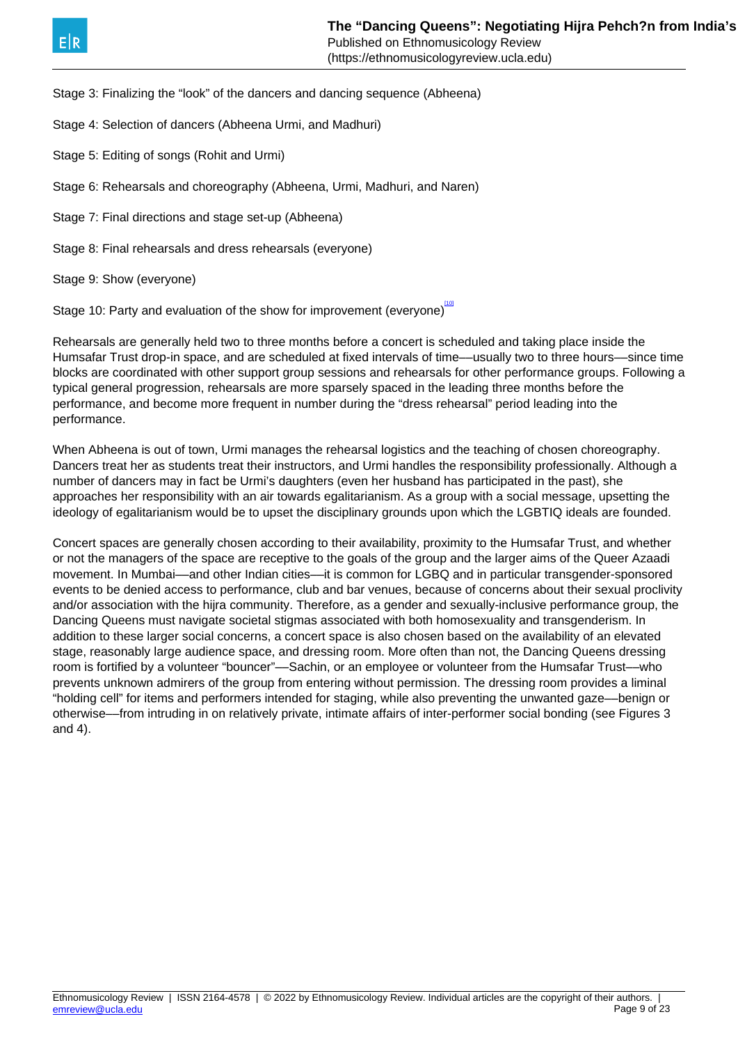Stage 3: Finalizing the "look" of the dancers and dancing sequence (Abheena)

Stage 4: Selection of dancers (Abheena Urmi, and Madhuri)

Stage 5: Editing of songs (Rohit and Urmi)

Stage 6: Rehearsals and choreography (Abheena, Urmi, Madhuri, and Naren)

Stage 7: Final directions and stage set-up (Abheena)

Stage 8: Final rehearsals and dress rehearsals (everyone)

Stage 9: Show (everyone)

Stage 10: Party and evaluation of the show for improvement (everyone)[10]

Rehearsals are generally held two to three months before a concert is scheduled and taking place inside the Humsafar Trust drop-in space, and are scheduled at fixed intervals of time—usually two to three hours—since time blocks are coordinated with other support group sessions and rehearsals for other performance groups. Following a typical general progression, rehearsals are more sparsely spaced in the leading three months before the performance, and become more frequent in number during the "dress rehearsal" period leading into the performance.

When Abheena is out of town, Urmi manages the rehearsal logistics and the teaching of chosen choreography. Dancers treat her as students treat their instructors, and Urmi handles the responsibility professionally. Although a number of dancers may in fact be Urmi's daughters (even her husband has participated in the past), she approaches her responsibility with an air towards egalitarianism. As a group with a social message, upsetting the ideology of egalitarianism would be to upset the disciplinary grounds upon which the LGBTIQ ideals are founded.

Concert spaces are generally chosen according to their availability, proximity to the Humsafar Trust, and whether or not the managers of the space are receptive to the goals of the group and the larger aims of the Queer Azaadi movement. In Mumbai—and other Indian cities—it is common for LGBQ and in particular transgender-sponsored events to be denied access to performance, club and bar venues, because of concerns about their sexual proclivity and/or association with the hijra community. Therefore, as a gender and sexually-inclusive performance group, the Dancing Queens must navigate societal stigmas associated with both homosexuality and transgenderism. In addition to these larger social concerns, a concert space is also chosen based on the availability of an elevated stage, reasonably large audience space, and dressing room. More often than not, the Dancing Queens dressing room is fortified by a volunteer "bouncer"—Sachin, or an employee or volunteer from the Humsafar Trust—who prevents unknown admirers of the group from entering without permission. The dressing room provides a liminal "holding cell" for items and performers intended for staging, while also preventing the unwanted gaze—benign or otherwise—from intruding in on relatively private, intimate affairs of inter-performer social bonding (see Figures 3 and 4).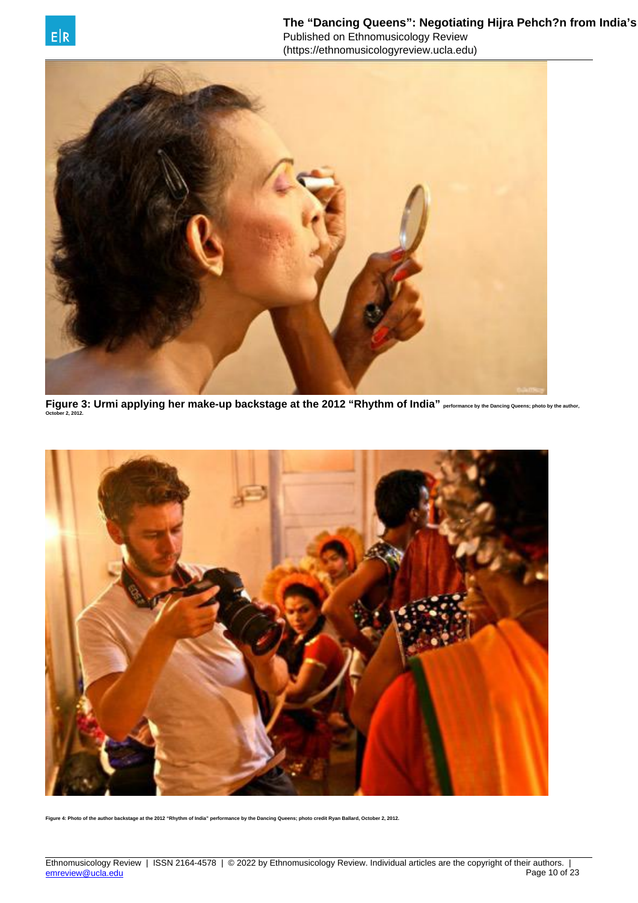**Figure 3: Urmi applying her make-up backstage at the 2012 "Rhythm of India"** performance by the Dancing Queens; photo by the author, October 2, 2012.

Figure 4: Photo of the author backstage at the 2012 "Rhythm of India" performance by the Dancing Queens; photo credit Ryan Ballard, October 2, 2012.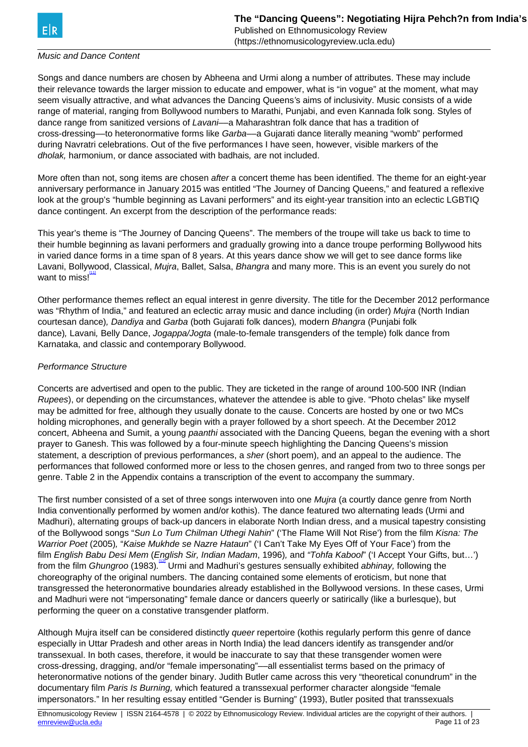*Music and Dance Content*

Songs and dance numbers are chosen by Abheena and Urmi along a number of attributes. These may include their relevance towards the larger mission to educate and empower, what is "in vogue" at the moment, what may seem visually attractive, and what advances the Dancing Queens's aims of inclusivity. Music consists of a wide range of material, ranging from Bollywood numbers to Marathi, Punjabi, and even Kannada folk song. Styles of dance range from sanitized versions of *Lavani*—a Maharashtran folk dance that has a tradition of cross-dressing—to heteronormative forms like *Garba*—a Gujarati dance literally meaning "womb" performed during Navratri celebrations. Out of the five performances I have seen, however, visible markers of the *dholak,* harmonium, or dance associated with badhais*,* are not included.

More often than not, song items are chosen *after* a concert theme has been identified. The theme for an eight-year anniversary performance in January 2015 was entitled "The Journey of Dancing Queens," and featured a reflexive look at the group's "humble beginning as Lavani performers" and its eight-year transition into an eclectic LGBTIQ dance contingent. An excerpt from the description of the performance reads:

This year's theme is "The Journey of Dancing Queens". The members of the troupe will take us back to time to their humble beginning as lavani performers and gradually growing into a dance troupe performing Bollywood hits in varied dance forms in a time span of 8 years. At this years dance show we will get to see dance forms like Lavani, Bollywood, Classical, *Mujra*, Ballet, Salsa, *Bhangra* and many more. This is an event you surely do not want to miss![11]

Other performance themes reflect an equal interest in genre diversity. The title for the December 2012 performance was "Rhythm of India," and featured an eclectic array music and dance including (in order) *Mujra* (North Indian courtesan dance)*, Dandiya* and *Garba* (both Gujarati folk dances)*,* modern *Bhangra* (Punjabi folk dance)*,* Lavani*,* Belly Dance, *Jogappa/Jogta* (male-to-female transgenders of the temple) folk dance from Karnataka, and classic and contemporary Bollywood.

*Performance Structure*

Concerts are advertised and open to the public. They are ticketed in the range of around 100-500 INR (Indian *Rupees*), or depending on the circumstances, whatever the attendee is able to give. "Photo chelas" like myself may be admitted for free, although they usually donate to the cause. Concerts are hosted by one or two MCs holding microphones, and generally begin with a prayer followed by a short speech. At the December 2012 concert, Abheena and Sumit, a young *paanthi* associated with the Dancing Queens*,* began the evening with a short prayer to Ganesh. This was followed by a four-minute speech highlighting the Dancing Queens's mission statement, a description of previous performances, a *sher* (short poem), and an appeal to the audience. The performances that followed conformed more or less to the chosen genres, and ranged from two to three songs per genre. Table 2 in the Appendix contains a transcription of the event to accompany the summary.

The first number consisted of a set of three songs interwoven into one *Mujra* (a courtly dance genre from North India conventionally performed by women and/or kothis). The dance featured two alternating leads (Urmi and Madhuri), alternating groups of back-up dancers in elaborate North Indian dress, and a musical tapestry consisting of the Bollywood songs "*Sun Lo Tum Chilman Uthegi Nahin*" ('The Flame Will Not Rise') from the film *Kisna: The Warrior Poet* (2005)*,* "*Kaise Mukhde se Nazre Hataun*" ('I Can't Take My Eyes Off of Your Face') from the film *English Babu Desi Mem* (*English Sir, Indian Madam*, 1996)*,* and *"Tohfa Kabool*" ('I Accept Your Gifts, but…') from the film *Ghungroo* (1983).[12] Urmi and Madhuri's gestures sensually exhibited *abhinay,* following the choreography of the original numbers. The dancing contained some elements of eroticism, but none that transgressed the heteronormative boundaries already established in the Bollywood versions. In these cases, Urmi and Madhuri were not "impersonating" female dance or dancers queerly or satirically (like a burlesque), but performing the queer on a constative transgender platform.

Although Mujra itself can be considered distinctly *queer* repertoire (kothis regularly perform this genre of dance especially in Uttar Pradesh and other areas in North India) the lead dancers identify as transgender and/or transsexual. In both cases, therefore, it would be inaccurate to say that these transgender women were cross-dressing, dragging, and/or "female impersonating"—all essentialist terms based on the primacy of heteronormative notions of the gender binary. Judith Butler came across this very "theoretical conundrum" in the documentary film *Paris Is Burning,* which featured a transsexual performer character alongside "female impersonators." In her resulting essay entitled "Gender is Burning" (1993), Butler posited that transsexuals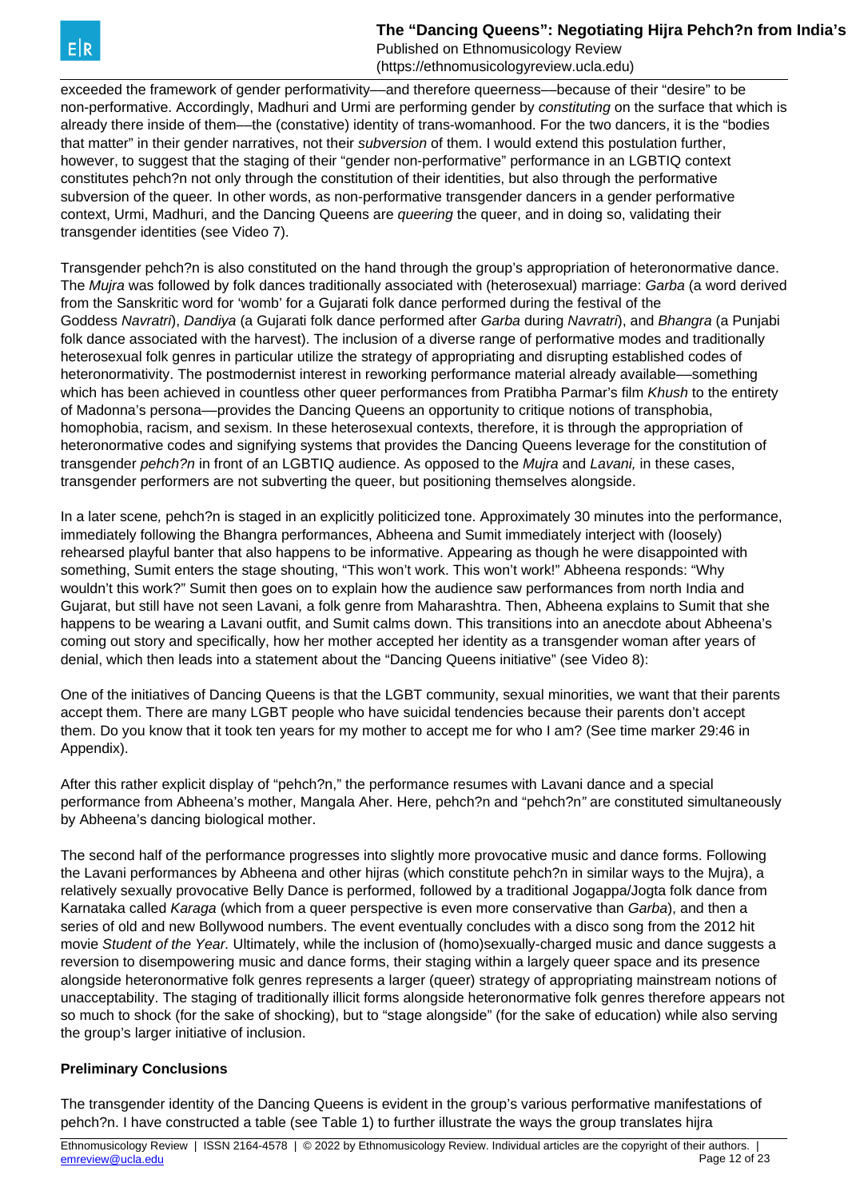exceeded the framework of gender performativity—and therefore queerness—because of their "desire" to be non-performative. Accordingly, Madhuri and Urmi are performing gender by *constituting* on the surface that which is already there inside of them—the (constative) identity of trans-womanhood. For the two dancers, it is the "bodies that matter" in their gender narratives, not their *subversion* of them. I would extend this postulation further, however, to suggest that the staging of their "gender non-performative" performance in an LGBTIQ context constitutes pehch?n not only through the constitution of their identities, but also through the performative subversion of the queer. In other words, as non-performative transgender dancers in a gender performative context, Urmi, Madhuri, and the Dancing Queens are *queering* the queer, and in doing so, validating their transgender identities (see Video 7).

Transgender pehch?n is also constituted on the hand through the group's appropriation of heteronormative dance. The *Mujra* was followed by folk dances traditionally associated with (heterosexual) marriage: *Garba* (a word derived from the Sanskritic word for 'womb' for a Gujarati folk dance performed during the festival of the Goddess *Navratri*), *Dandiya* (a Gujarati folk dance performed after *Garba* during *Navratri*), and *Bhangra* (a Punjabi folk dance associated with the harvest). The inclusion of a diverse range of performative modes and traditionally heterosexual folk genres in particular utilize the strategy of appropriating and disrupting established codes of heteronormativity. The postmodernist interest in reworking performance material already available—something which has been achieved in countless other queer performances from Pratibha Parmar's film *Khush* to the entirety of Madonna's persona—provides the Dancing Queens an opportunity to critique notions of transphobia, homophobia, racism, and sexism. In these heterosexual contexts, therefore, it is through the appropriation of heteronormative codes and signifying systems that provides the Dancing Queens leverage for the constitution of transgender *pehch?n* in front of an LGBTIQ audience. As opposed to the *Mujra* and *Lavani,* in these cases, transgender performers are not subverting the queer, but positioning themselves alongside.

In a later scene*,* pehch?n is staged in an explicitly politicized tone. Approximately 30 minutes into the performance, immediately following the Bhangra performances, Abheena and Sumit immediately interject with (loosely) rehearsed playful banter that also happens to be informative. Appearing as though he were disappointed with something, Sumit enters the stage shouting, "This won't work. This won't work!" Abheena responds: "Why wouldn't this work?" Sumit then goes on to explain how the audience saw performances from north India and Gujarat, but still have not seen Lavani*,* a folk genre from Maharashtra. Then, Abheena explains to Sumit that she happens to be wearing a Lavani outfit, and Sumit calms down. This transitions into an anecdote about Abheena's coming out story and specifically, how her mother accepted her identity as a transgender woman after years of denial, which then leads into a statement about the "Dancing Queens initiative" (see Video 8):

One of the initiatives of Dancing Queens is that the LGBT community, sexual minorities, we want that their parents accept them. There are many LGBT people who have suicidal tendencies because their parents don't accept them. Do you know that it took ten years for my mother to accept me for who I am? (See time marker 29:46 in Appendix).

After this rather explicit display of "pehch?n," the performance resumes with Lavani dance and a special performance from Abheena's mother, Mangala Aher. Here, pehch?n and "pehch?n*"* are constituted simultaneously by Abheena's dancing biological mother.

The second half of the performance progresses into slightly more provocative music and dance forms. Following the Lavani performances by Abheena and other hijras (which constitute pehch?n in similar ways to the Mujra), a relatively sexually provocative Belly Dance is performed, followed by a traditional Jogappa/Jogta folk dance from Karnataka called *Karaga* (which from a queer perspective is even more conservative than *Garba*), and then a series of old and new Bollywood numbers. The event eventually concludes with a disco song from the 2012 hit movie *Student of the Year.* Ultimately, while the inclusion of (homo)sexually-charged music and dance suggests a reversion to disempowering music and dance forms, their staging within a largely queer space and its presence alongside heteronormative folk genres represents a larger (queer) strategy of appropriating mainstream notions of unacceptability. The staging of traditionally illicit forms alongside heteronormative folk genres therefore appears not so much to shock (for the sake of shocking), but to "stage alongside" (for the sake of education) while also serving the group's larger initiative of inclusion.

### Preliminary Conclusions

The transgender identity of the Dancing Queens is evident in the group's various performative manifestations of pehch?n. I have constructed a table (see Table 1) to further illustrate the ways the group translates hijra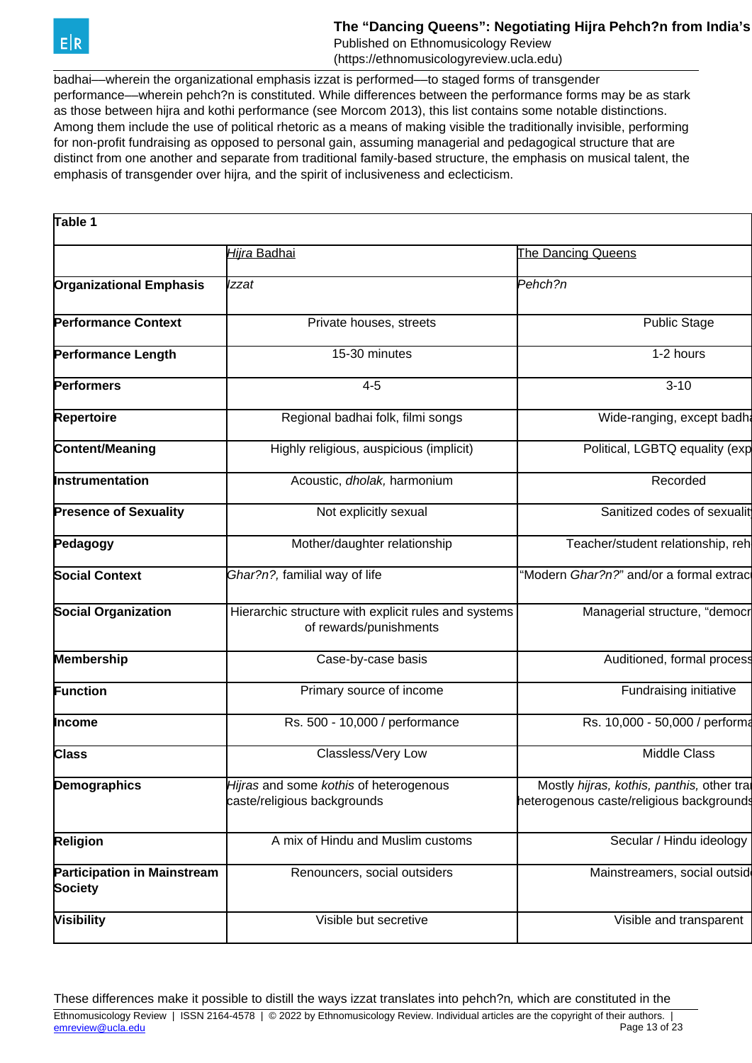badhai—wherein the organizational emphasis izzat is performed—to staged forms of transgender performance—wherein pehch?n is constituted. While differences between the performance forms may be as stark as those between hijra and kothi performance (see Morcom 2013), this list contains some notable distinctions. Among them include the use of political rhetoric as a means of making visible the traditionally invisible, performing for non-profit fundraising as opposed to personal gain, assuming managerial and pedagogical structure that are distinct from one another and separate from traditional family-based structure, the emphasis on musical talent, the emphasis of transgender over hijra, and the spirit of inclusiveness and eclecticism.

**Table 1**

| | *Hijra* Badhai | The Dancing Queens |
|---|---|---|
| **Organizational Emphasis** | *Izzat* | *Pehch?n* |
| **Performance Context** | Private houses, streets | Public Stage |
| **Performance Length** | 15-30 minutes | 1-2 hours |
| **Performers** | 4-5 | 3-10 |
| **Repertoire** | Regional badhai folk, filmi songs | Wide-ranging, except badha |
| **Content/Meaning** | Highly religious, auspicious (implicit) | Political, LGBTQ equality (exp |
| **Instrumentation** | Acoustic, *dholak,* harmonium | Recorded |
| **Presence of Sexuality** | Not explicitly sexual | Sanitized codes of sexualit |
| **Pedagogy** | Mother/daughter relationship | Teacher/student relationship, reh |
| **Social Context** | *Ghar?n?,* familial way of life | "Modern *Ghar?n?*" and/or a formal extrac |
| **Social Organization** | Hierarchic structure with explicit rules and systems of rewards/punishments | Managerial structure, "democr |
| **Membership** | Case-by-case basis | Auditioned, formal process |
| **Function** | Primary source of income | Fundraising initiative |
| **Income** | Rs. 500 - 10,000 / performance | Rs. 10,000 - 50,000 / performa |
| **Class** | Classless/Very Low | Middle Class |
| **Demographics** | *Hijras* and some *kothis* of heterogenous caste/religious backgrounds | Mostly *hijras, kothis, panthis,* other tra heterogenous caste/religious backgrounds |
| **Religion** | A mix of Hindu and Muslim customs | Secular / Hindu ideology |
| **Participation in Mainstream Society** | Renouncers, social outsiders | Mainstreamers, social outsid |
| **Visibility** | Visible but secretive | Visible and transparent |

These differences make it possible to distill the ways izzat translates into pehch?n*,* which are constituted in the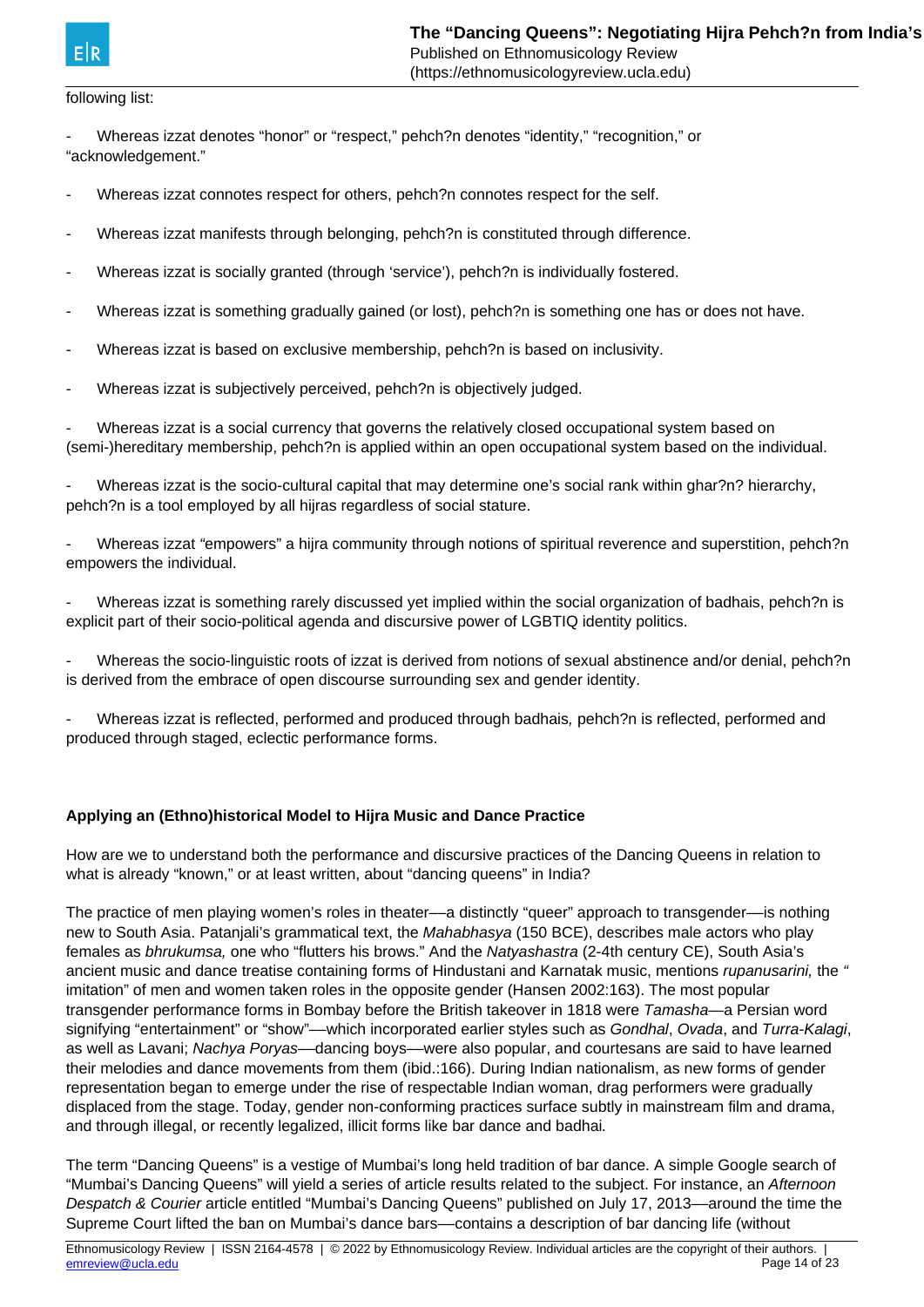following list:

- Whereas izzat denotes “honor” or “respect,” pehch?n denotes “identity,” “recognition,” or “acknowledgement.”

- Whereas izzat connotes respect for others, pehch?n connotes respect for the self.

- Whereas izzat manifests through belonging, pehch?n is constituted through difference.

- Whereas izzat is socially granted (through ‘service’), pehch?n is individually fostered.

- Whereas izzat is something gradually gained (or lost), pehch?n is something one has or does not have.

- Whereas izzat is based on exclusive membership, pehch?n is based on inclusivity.

- Whereas izzat is subjectively perceived, pehch?n is objectively judged.

- Whereas izzat is a social currency that governs the relatively closed occupational system based on (semi-)hereditary membership, pehch?n is applied within an open occupational system based on the individual.

- Whereas izzat is the socio-cultural capital that may determine one’s social rank within ghar?n? hierarchy, pehch?n is a tool employed by all hijras regardless of social stature.

- Whereas izzat “empowers” a hijra community through notions of spiritual reverence and superstition, pehch?n empowers the individual.

- Whereas izzat is something rarely discussed yet implied within the social organization of badhais, pehch?n is explicit part of their socio-political agenda and discursive power of LGBTIQ identity politics.

- Whereas the socio-linguistic roots of izzat is derived from notions of sexual abstinence and/or denial, pehch?n is derived from the embrace of open discourse surrounding sex and gender identity.

- Whereas izzat is reflected, performed and produced through badhais, pehch?n is reflected, performed and produced through staged, eclectic performance forms.

**Applying an (Ethno)historical Model to Hijra Music and Dance Practice**

How are we to understand both the performance and discursive practices of the Dancing Queens in relation to what is already “known,” or at least written, about “dancing queens” in India?

The practice of men playing women’s roles in theater—a distinctly “queer” approach to transgender—is nothing new to South Asia. Patanjali’s grammatical text, the *Mahabhasya* (150 BCE), describes male actors who play females as *bhrukumsa,* one who “flutters his brows.” And the *Natyashastra* (2-4th century CE), South Asia’s ancient music and dance treatise containing forms of Hindustani and Karnatak music, mentions *rupanusarini,* the “imitation” of men and women taken roles in the opposite gender (Hansen 2002:163). The most popular transgender performance forms in Bombay before the British takeover in 1818 were *Tamasha*—a Persian word signifying “entertainment” or “show”—which incorporated earlier styles such as *Gondhal*, *Ovada*, and *Turra-Kalagi*, as well as Lavani; *Nachya Poryas*—dancing boys—were also popular, and courtesans are said to have learned their melodies and dance movements from them (ibid.:166). During Indian nationalism, as new forms of gender representation began to emerge under the rise of respectable Indian woman, drag performers were gradually displaced from the stage. Today, gender non-conforming practices surface subtly in mainstream film and drama, and through illegal, or recently legalized, illicit forms like bar dance and badhai*.*

The term “Dancing Queens” is a vestige of Mumbai’s long held tradition of bar dance. A simple Google search of “Mumbai’s Dancing Queens” will yield a series of article results related to the subject. For instance, an *Afternoon Despatch & Courier* article entitled “Mumbai’s Dancing Queens” published on July 17, 2013—around the time the Supreme Court lifted the ban on Mumbai’s dance bars—contains a description of bar dancing life (without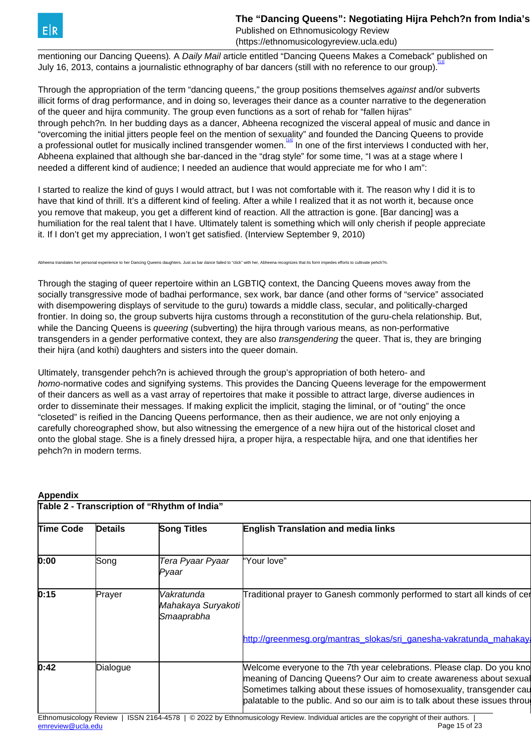mentioning our Dancing Queens). A *Daily Mail* article entitled "Dancing Queens Makes a Comeback" published on July 16, 2013, contains a journalistic ethnography of bar dancers (still with no reference to our group).[13]

Through the appropriation of the term "dancing queens," the group positions themselves *against* and/or subverts illicit forms of drag performance, and in doing so, leverages their dance as a counter narrative to the degeneration of the queer and hijra community. The group even functions as a sort of rehab for "fallen hijras" through pehch?n. In her budding days as a dancer, Abheena recognized the visceral appeal of music and dance in "overcoming the initial jitters people feel on the mention of sexuality" and founded the Dancing Queens to provide a professional outlet for musically inclined transgender women.[14] In one of the first interviews I conducted with her, Abheena explained that although she bar-danced in the "drag style" for some time, "I was at a stage where I needed a different kind of audience; I needed an audience that would appreciate me for who I am":

I started to realize the kind of guys I would attract, but I was not comfortable with it. The reason why I did it is to have that kind of thrill. It's a different kind of feeling. After a while I realized that it as not worth it, because once you remove that makeup, you get a different kind of reaction. All the attraction is gone. [Bar dancing] was a humiliation for the real talent that I have. Ultimately talent is something which will only cherish if people appreciate it. If I don't get my appreciation, I won't get satisfied. (Interview September 9, 2010)

Abheena translates her personal experience to her Dancing Queens daughters. Just as bar dance failed to "click" with her, Abheena recognizes that its form impedes efforts to cultivate pehch?n.

Through the staging of queer repertoire within an LGBTIQ context, the Dancing Queens moves away from the socially transgressive mode of badhai performance, sex work, bar dance (and other forms of "service" associated with disempowering displays of servitude to the guru) towards a middle class, secular, and politically-charged frontier. In doing so, the group subverts hijra customs through a reconstitution of the guru-chela relationship. But, while the Dancing Queens is *queering* (subverting) the hijra through various means, as non-performative transgenders in a gender performative context, they are also *transgendering* the queer. That is, they are bringing their hijra (and kothi) daughters and sisters into the queer domain.

Ultimately, transgender pehch?n is achieved through the group's appropriation of both hetero- and *homo*-normative codes and signifying systems. This provides the Dancing Queens leverage for the empowerment of their dancers as well as a vast array of repertoires that make it possible to attract large, diverse audiences in order to disseminate their messages. If making explicit the implicit, staging the liminal, or of "outing" the once "closeted" is reified in the Dancing Queens performance, then as their audience, we are not only enjoying a carefully choreographed show, but also witnessing the emergence of a new hijra out of the historical closet and onto the global stage. She is a finely dressed hijra, a proper hijra, a respectable hijra, and one that identifies her pehch?n in modern terms.

## Appendix

**Table 2 - Transcription of "Rhythm of India"**

| Time Code | Details | Song Titles | English Translation and media links |
|---|---|---|---|
| **0:00** | Song | *Tera Pyaar Pyaar Pyaar* | "Your love" |
| **0:15** | Prayer | *Vakratunda Mahakaya Suryakoti Smaaprabha* | Traditional prayer to Ganesh commonly performed to start all kinds of cer<br><br>http://greenmesg.org/mantras_slokas/sri_ganesha-vakratunda_mahakay |
| **0:42** | Dialogue | | Welcome everyone to the 7th year celebrations. Please clap. Do you kno meaning of Dancing Queens? Our aim to create awareness about sexual Sometimes talking about these issues of homosexuality, transgender cau palatable to the public. And so our aim is to talk about these issues throu |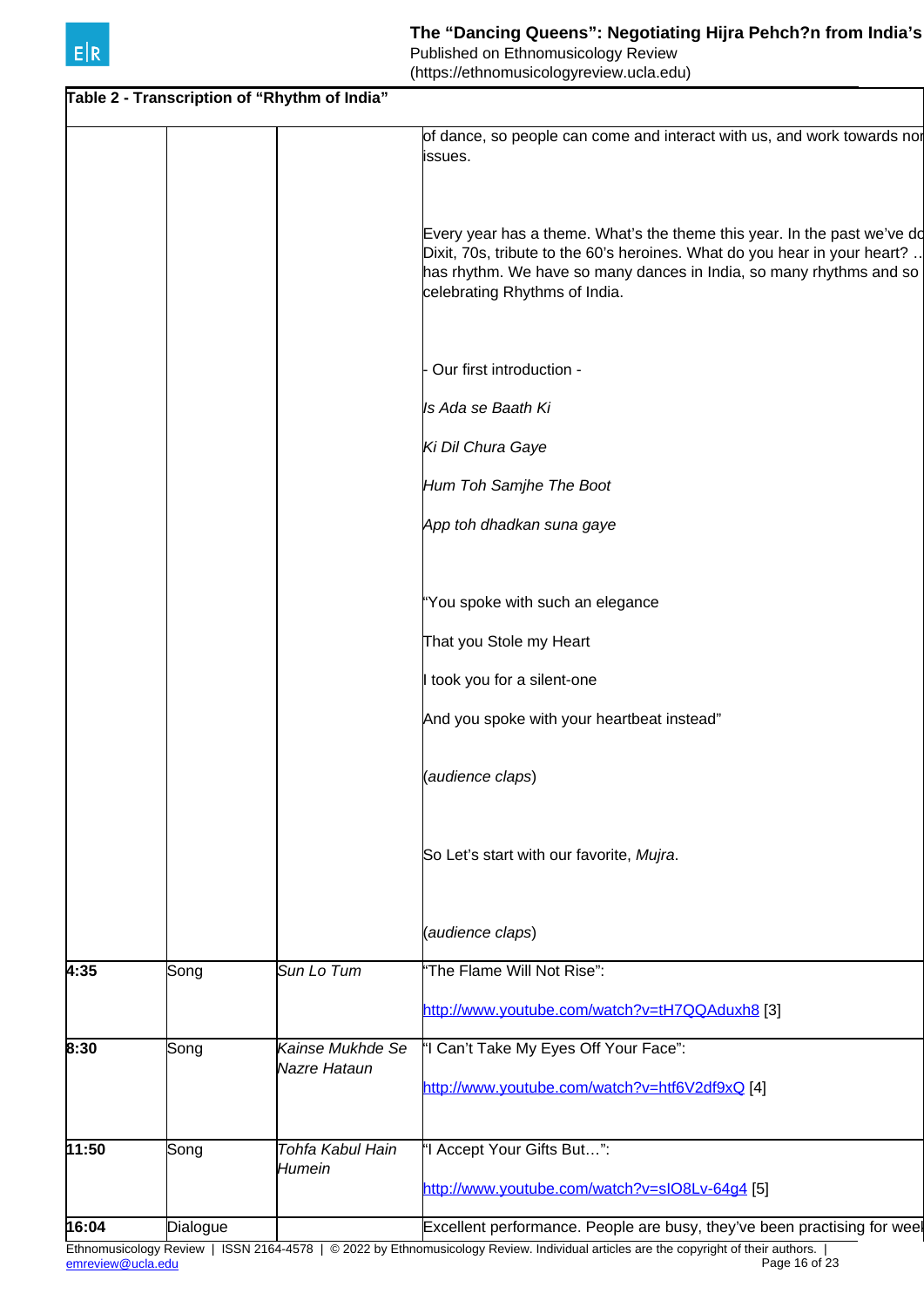**Table 2 - Transcription of "Rhythm of India"**

| | | | |
|---|---|---|---|
| | | | of dance, so people can come and interact with us, and work towards nor issues.<br><br>Every year has a theme. What's the theme this year. In the past we've do Dixit, 70s, tribute to the 60's heroines. What do you hear in your heart? .. has rhythm. We have so many dances in India, so many rhythms and so celebrating Rhythms of India.<br><br>- Our first introduction -<br><br>*Is Ada se Baath Ki*<br><br>*Ki Dil Chura Gaye*<br><br>*Hum Toh Samjhe The Boot*<br><br>*App toh dhadkan suna gaye*<br><br>"You spoke with such an elegance<br><br>That you Stole my Heart<br><br>I took you for a silent-one<br><br>And you spoke with your heartbeat instead"<br><br>(*audience claps*)<br><br>So Let's start with our favorite, *Mujra*.<br><br>(*audience claps*) |
| **4:35** | Song | *Sun Lo Tum* | "The Flame Will Not Rise":<br><br>http://www.youtube.com/watch?v=tH7QQAduxh8 [3] |
| **8:30** | Song | *Kainse Mukhde Se Nazre Hataun* | "I Can't Take My Eyes Off Your Face":<br><br>http://www.youtube.com/watch?v=htf6V2df9xQ [4] |
| **11:50** | Song | *Tohfa Kabul Hain Humein* | "I Accept Your Gifts But…":<br><br>http://www.youtube.com/watch?v=sIO8Lv-64g4 [5] |
| **16:04** | Dialogue | | Excellent performance. People are busy, they've been practising for weel |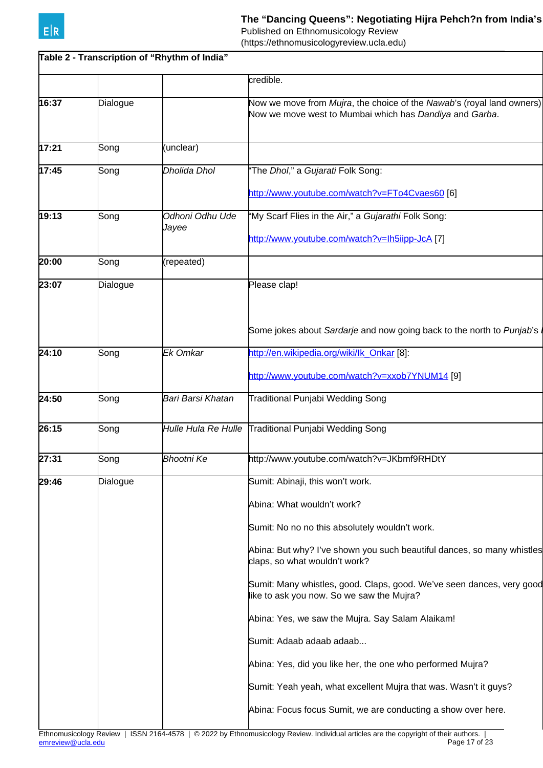**Table 2 - Transcription of "Rhythm of India"**

| | | | |
|---|---|---|---|
| | | | credible. |
| **16:37** | Dialogue | | Now we move from *Mujra*, the choice of the *Nawab*'s (royal land owners) Now we move west to Mumbai which has *Dandiya* and *Garba*. |
| **17:21** | Song | (unclear) | |
| **17:45** | Song | *Dholida Dhol* | "The *Dhol*," a *Gujarati* Folk Song:<br><br>http://www.youtube.com/watch?v=FTo4Cvaes60 [6] |
| **19:13** | Song | *Odhoni Odhu Ude Jayee* | "My Scarf Flies in the Air," a *Gujarathi* Folk Song:<br><br>http://www.youtube.com/watch?v=Ih5iipp-JcA [7] |
| **20:00** | Song | (repeated) | |
| **23:07** | Dialogue | | Please clap!<br><br><br><br>Some jokes about *Sardarje* and now going back to the north to *Punjab*'s |
| **24:10** | Song | *Ek Omkar* | http://en.wikipedia.org/wiki/Ik_Onkar [8]:<br><br>http://www.youtube.com/watch?v=xxob7YNUM14 [9] |
| **24:50** | Song | *Bari Barsi Khatan* | Traditional Punjabi Wedding Song |
| **26:15** | Song | *Hulle Hula Re Hulle* | Traditional Punjabi Wedding Song |
| **27:31** | Song | *Bhootni Ke* | http://www.youtube.com/watch?v=JKbmf9RHDtY |
| **29:46** | Dialogue | | Sumit: Abinaji, this won't work.<br><br>Abina: What wouldn't work?<br><br>Sumit: No no no this absolutely wouldn't work.<br><br>Abina: But why? I've shown you such beautiful dances, so many whistles claps, so what wouldn't work?<br><br>Sumit: Many whistles, good. Claps, good. We've seen dances, very good like to ask you now. So we saw the Mujra?<br><br>Abina: Yes, we saw the Mujra. Say Salam Alaikam!<br><br>Sumit: Adaab adaab adaab...<br><br>Abina: Yes, did you like her, the one who performed Mujra?<br><br>Sumit: Yeah yeah, what excellent Mujra that was. Wasn't it guys?<br><br>Abina: Focus focus Sumit, we are conducting a show over here. |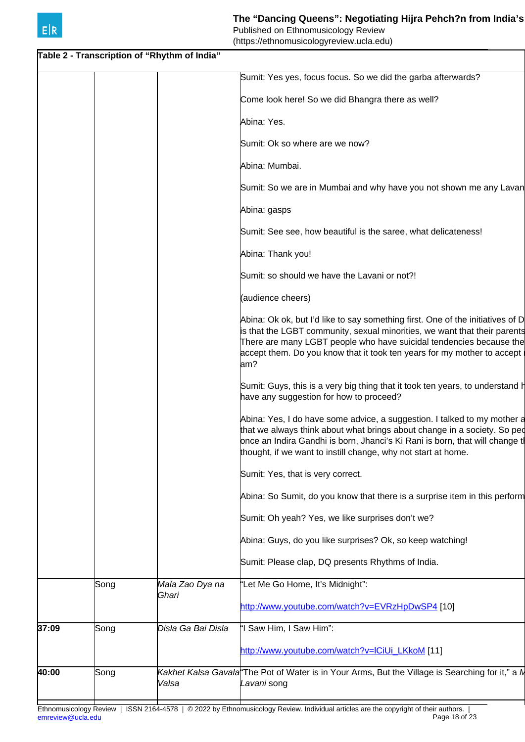**Table 2 - Transcription of "Rhythm of India"**

| | | | |
|---|---|---|---|
| | | | Sumit: Yes yes, focus focus. So we did the garba afterwards?<br><br>Come look here! So we did Bhangra there as well?<br><br>Abina: Yes.<br><br>Sumit: Ok so where are we now?<br><br>Abina: Mumbai.<br><br>Sumit: So we are in Mumbai and why have you not shown me any Lavan<br><br>Abina: gasps<br><br>Sumit: See see, how beautiful is the saree, what delicateness!<br><br>Abina: Thank you!<br><br>Sumit: so should we have the Lavani or not?!<br><br>(audience cheers)<br><br>Abina: Ok ok, but I'd like to say something first. One of the initiatives of D is that the LGBT community, sexual minorities, we want that their parents There are many LGBT people who have suicidal tendencies because the accept them. Do you know that it took ten years for my mother to accept am?<br><br>Sumit: Guys, this is a very big thing that it took ten years, to understand h have any suggestion for how to proceed?<br><br>Abina: Yes, I do have some advice, a suggestion. I talked to my mother a that we always think about what brings about change in a society. So peo once an Indira Gandhi is born, Jhanci's Ki Rani is born, that will change t thought, if we want to instill change, why not start at home.<br><br>Sumit: Yes, that is very correct.<br><br>Abina: So Sumit, do you know that there is a surprise item in this perform<br><br>Sumit: Oh yeah? Yes, we like surprises don't we?<br><br>Abina: Guys, do you like surprises? Ok, so keep watching!<br><br>Sumit: Please clap, DQ presents Rhythms of India. |
| | Song | *Mala Zao Dya na Ghari* | "Let Me Go Home, It's Midnight":<br><br>http://www.youtube.com/watch?v=EVRzHpDwSP4 [10] |
| **37:09** | Song | *Disla Ga Bai Disla* | "I Saw Him, I Saw Him":<br><br>http://www.youtube.com/watch?v=lCiUi_LKkoM [11] |
| **40:00** | Song | *Kakhet Kalsa Gavala Valsa* | "The Pot of Water is in Your Arms, But the Village is Searching for it," a *Lavani* song |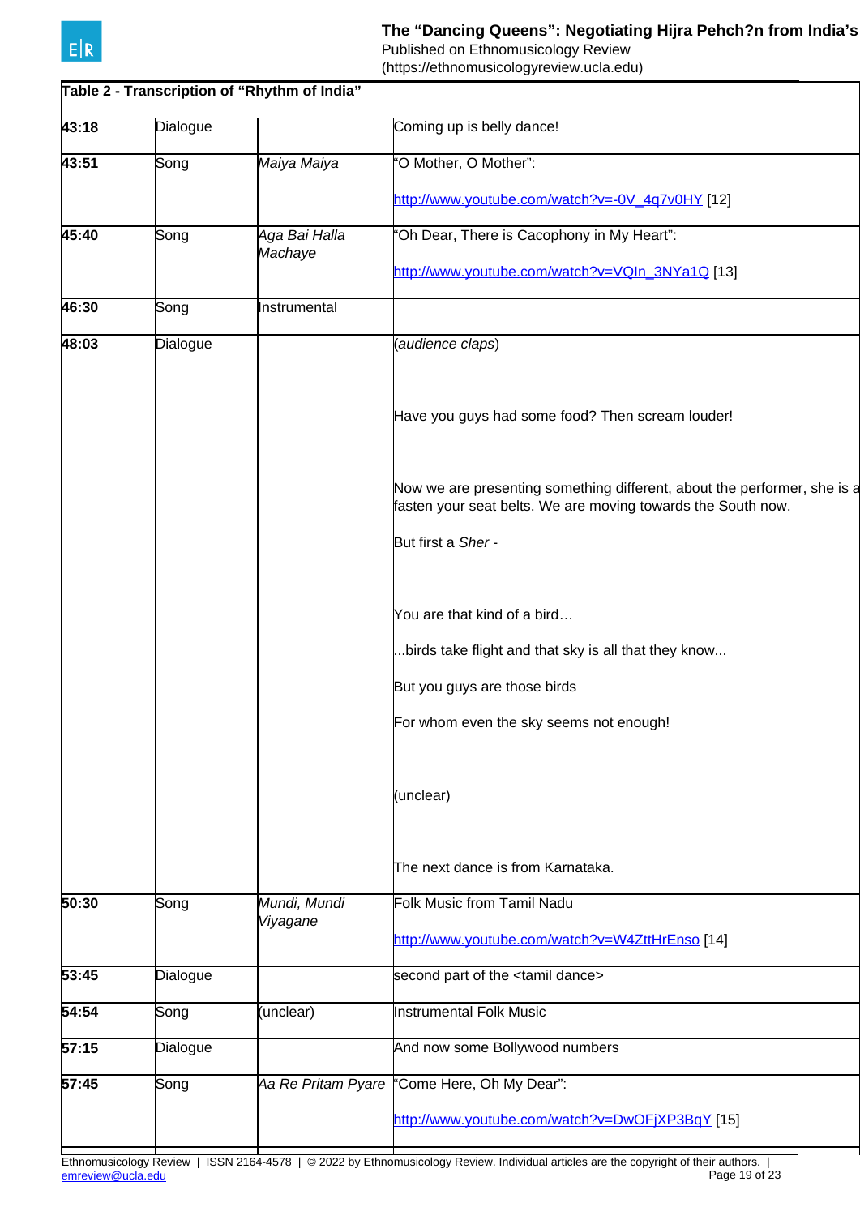**Table 2 - Transcription of "Rhythm of India"**

| | | | |
|---|---|---|---|
| **43:18** | Dialogue | | Coming up is belly dance! |
| **43:51** | Song | *Maiya Maiya* | "O Mother, O Mother": http://www.youtube.com/watch?v=-0V_4q7v0HY [12] |
| **45:40** | Song | *Aga Bai Halla Machaye* | "Oh Dear, There is Cacophony in My Heart": http://www.youtube.com/watch?v=VQIn_3NYa1Q [13] |
| **46:30** | Song | Instrumental | |
| **48:03** | Dialogue | | (*audience claps*)<br><br>Have you guys had some food? Then scream louder!<br><br>Now we are presenting something different, about the performer, she is a fasten your seat belts. We are moving towards the South now.<br><br>But first a *Sher* -<br><br>You are that kind of a bird…<br><br>...birds take flight and that sky is all that they know...<br><br>But you guys are those birds<br><br>For whom even the sky seems not enough!<br><br>(unclear)<br><br>The next dance is from Karnataka. |
| **50:30** | Song | *Mundi, Mundi Viyagane* | Folk Music from Tamil Nadu http://www.youtube.com/watch?v=W4ZttHrEnso [14] |
| **53:45** | Dialogue | | second part of the <tamil dance> |
| **54:54** | Song | (unclear) | Instrumental Folk Music |
| **57:15** | Dialogue | | And now some Bollywood numbers |
| **57:45** | Song | *Aa Re Pritam Pyare* | "Come Here, Oh My Dear": http://www.youtube.com/watch?v=DwOFjXP3BqY [15] |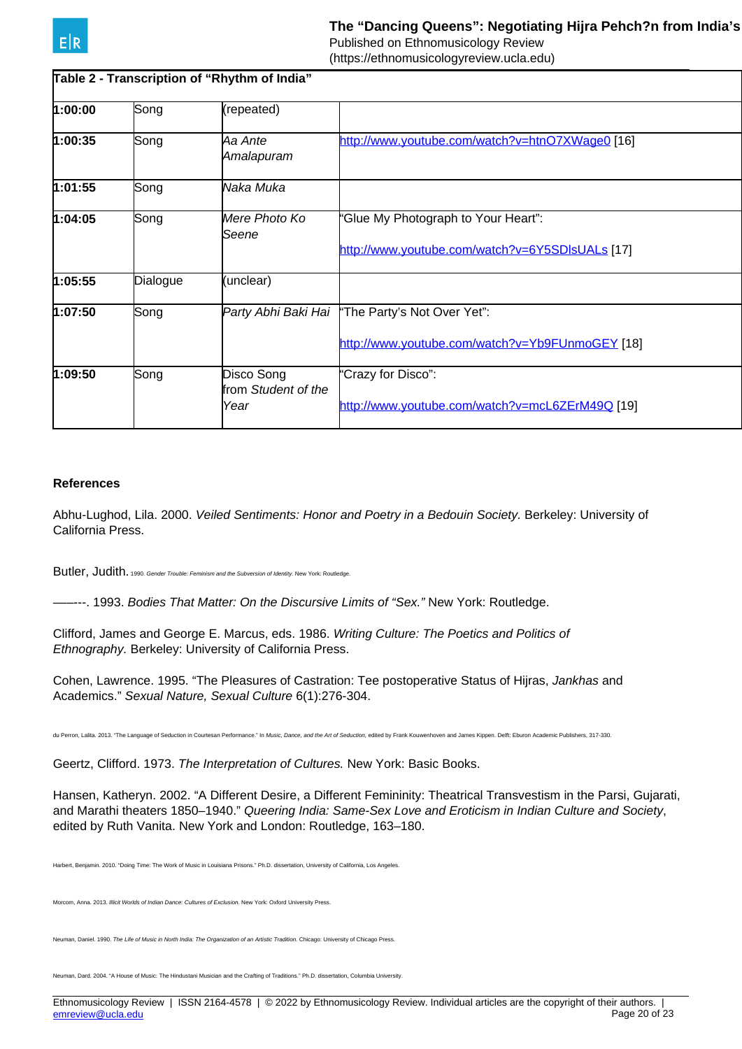**Table 2 - Transcription of "Rhythm of India"**

| | | | |
|---|---|---|---|
| **1:00:00** | Song | (repeated) | |
| **1:00:35** | Song | *Aa Ante Amalapuram* | http://www.youtube.com/watch?v=htnO7XWage0 [16] |
| **1:01:55** | Song | *Naka Muka* | |
| **1:04:05** | Song | *Mere Photo Ko Seene* | "Glue My Photograph to Your Heart": http://www.youtube.com/watch?v=6Y5SDlsUALs [17] |
| **1:05:55** | Dialogue | (unclear) | |
| **1:07:50** | Song | *Party Abhi Baki Hai* | "The Party's Not Over Yet": http://www.youtube.com/watch?v=Yb9FUnmoGEY [18] |
| **1:09:50** | Song | Disco Song from *Student of the Year* | "Crazy for Disco": http://www.youtube.com/watch?v=mcL6ZErM49Q [19] |

**References**

Abhu-Lughod, Lila. 2000. *Veiled Sentiments: Honor and Poetry in a Bedouin Society.* Berkeley: University of California Press.

Butler, Judith. 1990. *Gender Trouble: Feminism and the Subversion of Identity.* New York: Routledge.

——---. 1993. *Bodies That Matter: On the Discursive Limits of "Sex."* New York: Routledge.

Clifford, James and George E. Marcus, eds. 1986. *Writing Culture: The Poetics and Politics of Ethnography.* Berkeley: University of California Press.

Cohen, Lawrence. 1995. "The Pleasures of Castration: Tee postoperative Status of Hijras, *Jankhas* and Academics." *Sexual Nature, Sexual Culture* 6(1):276-304.

du Perron, Lalita. 2013. "The Language of Seduction in Courtesan Performance." In *Music, Dance, and the Art of Seduction,* edited by Frank Kouwenhoven and James Kippen. Delft: Eburon Academic Publishers, 317-330.

Geertz, Clifford. 1973. *The Interpretation of Cultures.* New York: Basic Books.

Hansen, Katheryn. 2002. "A Different Desire, a Different Femininity: Theatrical Transvestism in the Parsi, Gujarati, and Marathi theaters 1850–1940." *Queering India: Same-Sex Love and Eroticism in Indian Culture and Society*, edited by Ruth Vanita. New York and London: Routledge, 163–180.

Harbert, Benjamin. 2010. "Doing Time: The Work of Music in Louisiana Prisons." Ph.D. dissertation, University of California, Los Angeles.

Morcom, Anna. 2013. *Illicit Worlds of Indian Dance: Cultures of Exclusion.* New York: Oxford University Press.

Neuman, Daniel. 1990. *The Life of Music in North India: The Organization of an Artistic Tradition.* Chicago: University of Chicago Press.

Neuman, Dard. 2004. "A House of Music: The Hindustani Musician and the Crafting of Traditions." Ph.D. dissertation, Columbia University.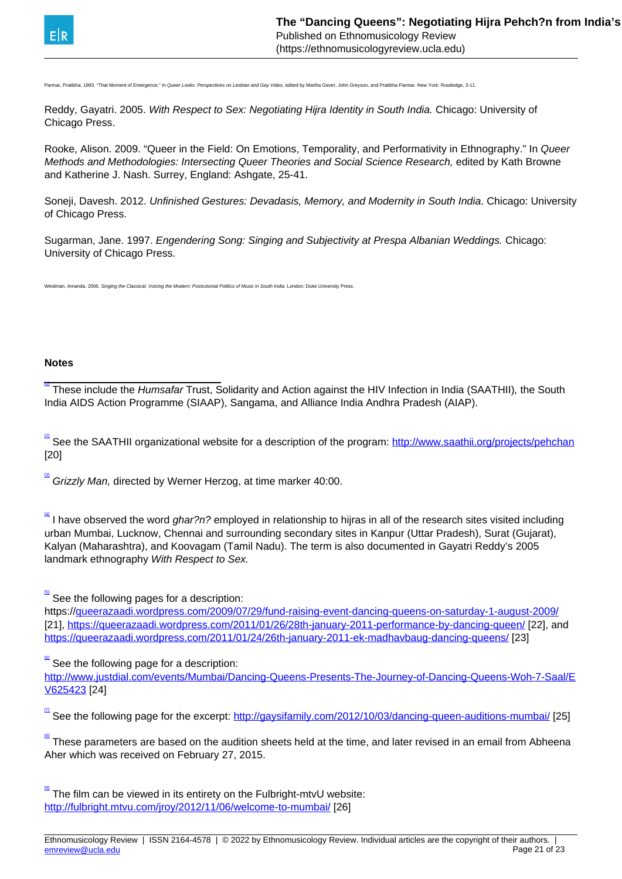Parmar, Pratibha. 1993. "That Moment of Emergence." In *Queer Looks: Perspectives on Lesbian and Gay Video*, edited by Martha Gever, John Greyson, and Pratibha Parmar. New York: Routledge, 3-11.

Reddy, Gayatri. 2005. *With Respect to Sex: Negotiating Hijra Identity in South India.* Chicago: University of Chicago Press.

Rooke, Alison. 2009. "Queer in the Field: On Emotions, Temporality, and Performativity in Ethnography." In *Queer Methods and Methodologies: Intersecting Queer Theories and Social Science Research,* edited by Kath Browne and Katherine J. Nash. Surrey, England: Ashgate, 25-41.

Soneji, Davesh. 2012. *Unfinished Gestures: Devadasis, Memory, and Modernity in South India*. Chicago: University of Chicago Press.

Sugarman, Jane. 1997. *Engendering Song: Singing and Subjectivity at Prespa Albanian Weddings.* Chicago: University of Chicago Press.

Weidman, Amanda. 2006. *Singing the Classical, Voicing the Modern: Postcolonial Politics of Music in South India.* London: Duke University Press.

## Notes

[1] These include the *Humsafar* Trust, Solidarity and Action against the HIV Infection in India (SAATHII), the South India AIDS Action Programme (SIAAP), Sangama, and Alliance India Andhra Pradesh (AIAP).

[2] See the SAATHII organizational website for a description of the program: http://www.saathii.org/projects/pehchan [20]

[3] *Grizzly Man,* directed by Werner Herzog, at time marker 40:00.

[4] I have observed the word *ghar?n?* employed in relationship to hijras in all of the research sites visited including urban Mumbai, Lucknow, Chennai and surrounding secondary sites in Kanpur (Uttar Pradesh), Surat (Gujarat), Kalyan (Maharashtra), and Koovagam (Tamil Nadu). The term is also documented in Gayatri Reddy's 2005 landmark ethnography *With Respect to Sex.*

[5] See the following pages for a description: https://queerazaadi.wordpress.com/2009/07/29/fund-raising-event-dancing-queens-on-saturday-1-august-2009/ [21], https://queerazaadi.wordpress.com/2011/01/26/28th-january-2011-performance-by-dancing-queen/ [22], and https://queerazaadi.wordpress.com/2011/01/24/26th-january-2011-ek-madhavbaug-dancing-queens/ [23]

[6] See the following page for a description: http://www.justdial.com/events/Mumbai/Dancing-Queens-Presents-The-Journey-of-Dancing-Queens-Woh-7-Saal/EV625423 [24]

[7] See the following page for the excerpt: http://gaysifamily.com/2012/10/03/dancing-queen-auditions-mumbai/ [25]

[8] These parameters are based on the audition sheets held at the time, and later revised in an email from Abheena Aher which was received on February 27, 2015.

[9] The film can be viewed in its entirety on the Fulbright-mtvU website: http://fulbright.mtvu.com/jroy/2012/11/06/welcome-to-mumbai/ [26]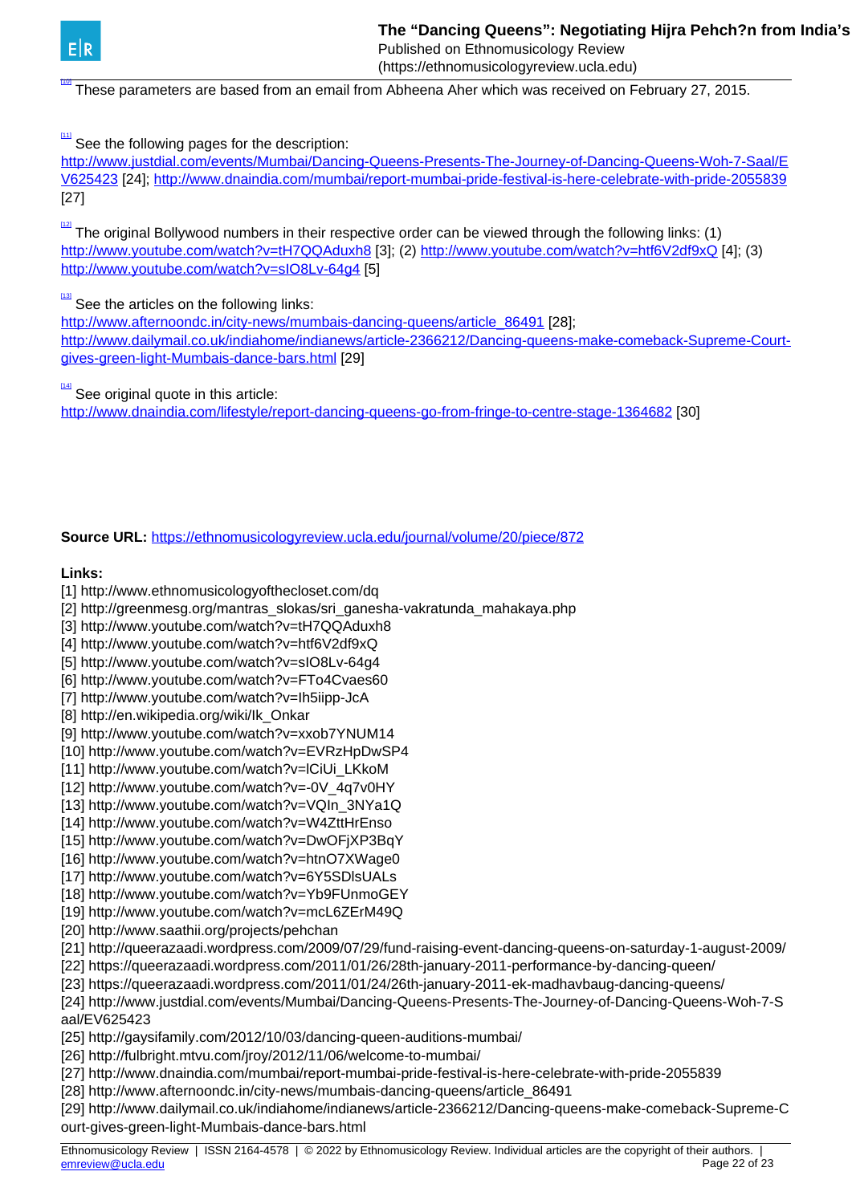[10] These parameters are based from an email from Abheena Aher which was received on February 27, 2015.

[11] See the following pages for the description: http://www.justdial.com/events/Mumbai/Dancing-Queens-Presents-The-Journey-of-Dancing-Queens-Woh-7-Saal/EV625423 [24]; http://www.dnaindia.com/mumbai/report-mumbai-pride-festival-is-here-celebrate-with-pride-2055839 [27]

[12] The original Bollywood numbers in their respective order can be viewed through the following links: (1) http://www.youtube.com/watch?v=tH7QQAduxh8 [3]; (2) http://www.youtube.com/watch?v=htf6V2df9xQ [4]; (3) http://www.youtube.com/watch?v=sIO8Lv-64g4 [5]

[13] See the articles on the following links: http://www.afternoondc.in/city-news/mumbais-dancing-queens/article_86491 [28]; http://www.dailymail.co.uk/indiahome/indianews/article-2366212/Dancing-queens-make-comeback-Supreme-Court-gives-green-light-Mumbais-dance-bars.html [29]

[14] See original quote in this article: http://www.dnaindia.com/lifestyle/report-dancing-queens-go-from-fringe-to-centre-stage-1364682 [30]

**Source URL:** https://ethnomusicologyreview.ucla.edu/journal/volume/20/piece/872

**Links:**
[1] http://www.ethnomusicologyofthecloset.com/dq
[2] http://greenmesg.org/mantras_slokas/sri_ganesha-vakratunda_mahakaya.php
[3] http://www.youtube.com/watch?v=tH7QQAduxh8
[4] http://www.youtube.com/watch?v=htf6V2df9xQ
[5] http://www.youtube.com/watch?v=sIO8Lv-64g4
[6] http://www.youtube.com/watch?v=FTo4Cvaes60
[7] http://www.youtube.com/watch?v=Ih5iipp-JcA
[8] http://en.wikipedia.org/wiki/Ik_Onkar
[9] http://www.youtube.com/watch?v=xxob7YNUM14
[10] http://www.youtube.com/watch?v=EVRzHpDwSP4
[11] http://www.youtube.com/watch?v=lCiUi_LKkoM
[12] http://www.youtube.com/watch?v=-0V_4q7v0HY
[13] http://www.youtube.com/watch?v=VQIn_3NYa1Q
[14] http://www.youtube.com/watch?v=W4ZttHrEnso
[15] http://www.youtube.com/watch?v=DwOFjXP3BqY
[16] http://www.youtube.com/watch?v=htnO7XWage0
[17] http://www.youtube.com/watch?v=6Y5SDlsUALs
[18] http://www.youtube.com/watch?v=Yb9FUnmoGEY
[19] http://www.youtube.com/watch?v=mcL6ZErM49Q
[20] http://www.saathii.org/projects/pehchan
[21] http://queerazaadi.wordpress.com/2009/07/29/fund-raising-event-dancing-queens-on-saturday-1-august-2009/
[22] https://queerazaadi.wordpress.com/2011/01/26/28th-january-2011-performance-by-dancing-queen/
[23] https://queerazaadi.wordpress.com/2011/01/24/26th-january-2011-ek-madhavbaug-dancing-queens/
[24] http://www.justdial.com/events/Mumbai/Dancing-Queens-Presents-The-Journey-of-Dancing-Queens-Woh-7-Saal/EV625423
[25] http://gaysifamily.com/2012/10/03/dancing-queen-auditions-mumbai/
[26] http://fulbright.mtvu.com/jroy/2012/11/06/welcome-to-mumbai/
[27] http://www.dnaindia.com/mumbai/report-mumbai-pride-festival-is-here-celebrate-with-pride-2055839
[28] http://www.afternoondc.in/city-news/mumbais-dancing-queens/article_86491
[29] http://www.dailymail.co.uk/indiahome/indianews/article-2366212/Dancing-queens-make-comeback-Supreme-Court-gives-green-light-Mumbais-dance-bars.html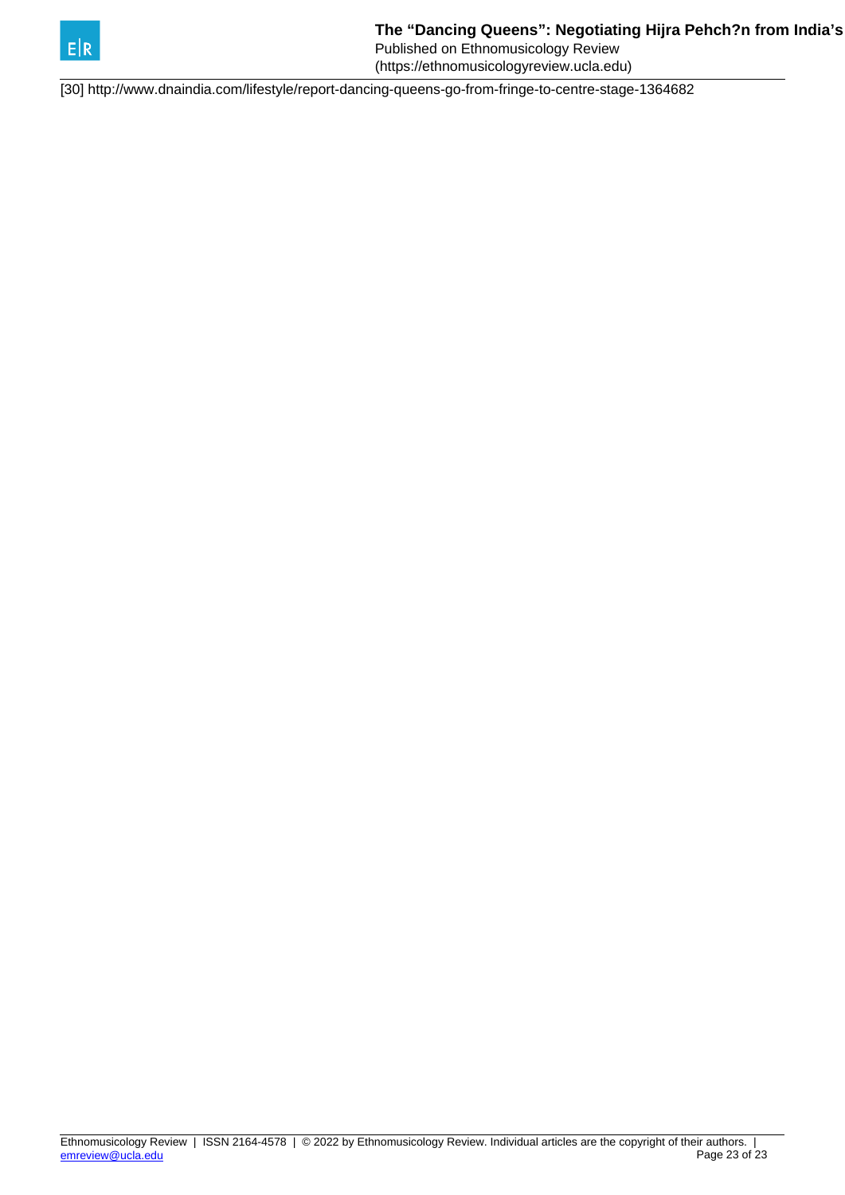[30] http://www.dnaindia.com/lifestyle/report-dancing-queens-go-from-fringe-to-centre-stage-1364682